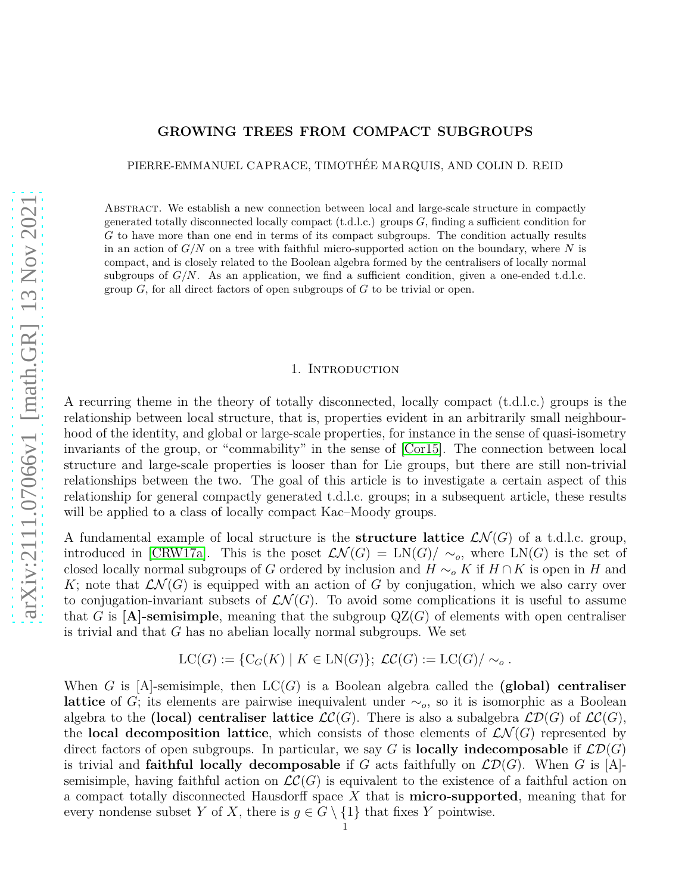# GROWING TREES FROM COMPACT SUBGROUPS

PIERRE-EMMANUEL CAPRACE, TIMOTHÉE MARQUIS, AND COLIN D. REID

Abstract. We establish a new connection between local and large-scale structure in compactly generated totally disconnected locally compact (t.d.l.c.) groups $G$, finding a sufficient condition for $G$ to have more than one end in terms of its compact subgroups. The condition actually results in an action of $G/N$ on a tree with faithful micro-supported action on the boundary, where $N$ is compact, and is closely related to the Boolean algebra formed by the centralisers of locally normal subgroups of $G/N$. As an application, we find a sufficient condition, given a one-ended t.d.l.c. group $G$, for all direct factors of open subgroups of $G$ to be trivial or open.

## 1. Introduction

A recurring theme in the theory of totally disconnected, locally compact (t.d.l.c.) groups is the relationship between local structure, that is, properties evident in an arbitrarily small neighbourhood of the identity, and global or large-scale properties, for instance in the sense of quasi-isometry invariants of the group, or "commability" in the sense of [Cor15]. The connection between local structure and large-scale properties is looser than for Lie groups, but there are still non-trivial relationships between the two. The goal of this article is to investigate a certain aspect of this relationship for general compactly generated t.d.l.c. groups; in a subsequent article, these results will be applied to a class of locally compact Kac–Moody groups.

A fundamental example of local structure is the **structure lattice** $\mathcal{LN}(G)$ of a t.d.l.c. group, introduced in [CRW17a]. This is the poset $\mathcal{LN}(G) = \mathrm{LN}(G)/\sim_o$, where $\mathrm{LN}(G)$ is the set of closed locally normal subgroups of $G$ ordered by inclusion and $H \sim_o K$ if $H \cap K$ is open in $H$ and $K$; note that $\mathcal{LN}(G)$ is equipped with an action of $G$ by conjugation, which we also carry over to conjugation-invariant subsets of $\mathcal{LN}(G)$. To avoid some complications it is useful to assume that $G$ is **[A]-semisimple**, meaning that the subgroup $\mathrm{QZ}(G)$ of elements with open centraliser is trivial and that $G$ has no abelian locally normal subgroups. We set

$$\mathrm{LC}(G) := \{\mathrm{C}_G(K) \mid K \in \mathrm{LN}(G)\};\ \mathcal{LC}(G) := \mathrm{LC}(G)/\sim_o .$$

When $G$ is [A]-semisimple, then $\mathrm{LC}(G)$ is a Boolean algebra called the **(global) centraliser lattice** of $G$; its elements are pairwise inequivalent under $\sim_o$, so it is isomorphic as a Boolean algebra to the **(local) centraliser lattice** $\mathcal{LC}(G)$. There is also a subalgebra $\mathcal{LD}(G)$ of $\mathcal{LC}(G)$, the **local decomposition lattice**, which consists of those elements of $\mathcal{LN}(G)$ represented by direct factors of open subgroups. In particular, we say $G$ is **locally indecomposable** if $\mathcal{LD}(G)$ is trivial and **faithful locally decomposable** if $G$ acts faithfully on $\mathcal{LD}(G)$. When $G$ is [A]-semisimple, having faithful action on $\mathcal{LC}(G)$ is equivalent to the existence of a faithful action on a compact totally disconnected Hausdorff space $X$ that is **micro-supported**, meaning that for every nondense subset $Y$ of $X$, there is $g \in G \setminus \{1\}$ that fixes $Y$ pointwise.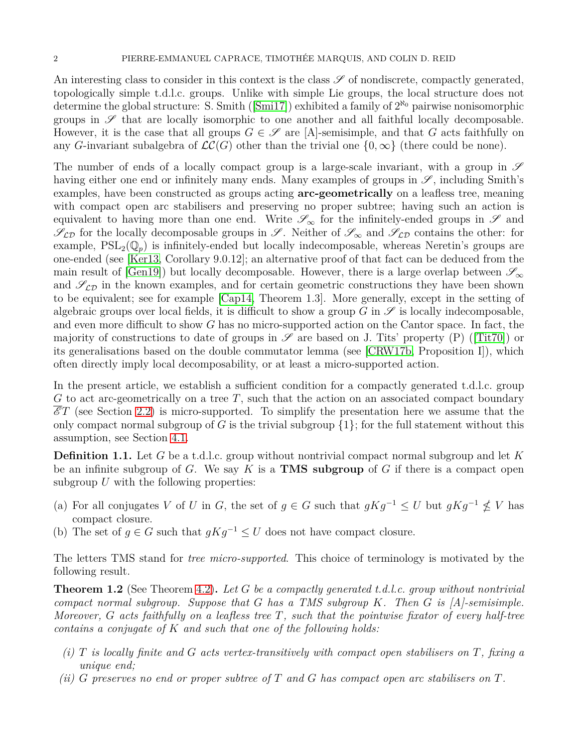An interesting class to consider in this context is the class $\mathscr{S}$ of nondiscrete, compactly generated, topologically simple t.d.l.c. groups. Unlike with simple Lie groups, the local structure does not determine the global structure: S. Smith ([Smi17]) exhibited a family of $2^{\aleph_0}$ pairwise nonisomorphic groups in $\mathscr{S}$ that are locally isomorphic to one another and all faithful locally decomposable. However, it is the case that all groups $G \in \mathscr{S}$ are [A]-semisimple, and that $G$ acts faithfully on any $G$-invariant subalgebra of $\mathcal{LC}(G)$ other than the trivial one $\{0, \infty\}$ (there could be none).

The number of ends of a locally compact group is a large-scale invariant, with a group in $\mathscr{S}$ having either one end or infinitely many ends. Many examples of groups in $\mathscr{S}$, including Smith's examples, have been constructed as groups acting **arc-geometrically** on a leafless tree, meaning with compact open arc stabilisers and preserving no proper subtree; having such an action is equivalent to having more than one end. Write $\mathscr{S}_\infty$ for the infinitely-ended groups in $\mathscr{S}$ and $\mathscr{S}_{\mathcal{LD}}$ for the locally decomposable groups in $\mathscr{S}$. Neither of $\mathscr{S}_\infty$ and $\mathscr{S}_{\mathcal{LD}}$ contains the other: for example, $\mathrm{PSL}_2(\mathbb{Q}_p)$ is infinitely-ended but locally indecomposable, whereas Neretin's groups are one-ended (see [Ker13, Corollary 9.0.12]; an alternative proof of that fact can be deduced from the main result of [Gen19]) but locally decomposable. However, there is a large overlap between $\mathscr{S}_\infty$ and $\mathscr{S}_{\mathcal{LD}}$ in the known examples, and for certain geometric constructions they have been shown to be equivalent; see for example [Cap14, Theorem 1.3]. More generally, except in the setting of algebraic groups over local fields, it is difficult to show a group $G$ in $\mathscr{S}$ is locally indecomposable, and even more difficult to show $G$ has no micro-supported action on the Cantor space. In fact, the majority of constructions to date of groups in $\mathscr{S}$ are based on J. Tits' property (P) ([Tit70]) or its generalisations based on the double commutator lemma (see [CRW17b, Proposition I]), which often directly imply local decomposability, or at least a micro-supported action.

In the present article, we establish a sufficient condition for a compactly generated t.d.l.c. group $G$ to act arc-geometrically on a tree $T$, such that the action on an associated compact boundary $\overline{\mathscr{E}}T$ (see Section 2.2) is micro-supported. To simplify the presentation here we assume that the only compact normal subgroup of $G$ is the trivial subgroup $\{1\}$; for the full statement without this assumption, see Section 4.1.

**Definition 1.1.** Let $G$ be a t.d.l.c. group without nontrivial compact normal subgroup and let $K$ be an infinite subgroup of $G$. We say $K$ is a **TMS subgroup** of $G$ if there is a compact open subgroup $U$ with the following properties:

(a) For all conjugates $V$ of $U$ in $G$, the set of $g \in G$ such that $gKg^{-1} \le U$ but $gKg^{-1} \not\le V$ has compact closure.
(b) The set of $g \in G$ such that $gKg^{-1} \le U$ does not have compact closure.

The letters TMS stand for *tree micro-supported*. This choice of terminology is motivated by the following result.

**Theorem 1.2** (See Theorem 4.2)**.** *Let $G$ be a compactly generated t.d.l.c. group without nontrivial compact normal subgroup. Suppose that $G$ has a TMS subgroup $K$. Then $G$ is [A]-semisimple. Moreover, $G$ acts faithfully on a leafless tree $T$, such that the pointwise fixator of every half-tree contains a conjugate of $K$ and such that one of the following holds:*

*(i) $T$ is locally finite and $G$ acts vertex-transitively with compact open stabilisers on $T$, fixing a unique end;*
*(ii) $G$ preserves no end or proper subtree of $T$ and $G$ has compact open arc stabilisers on $T$.*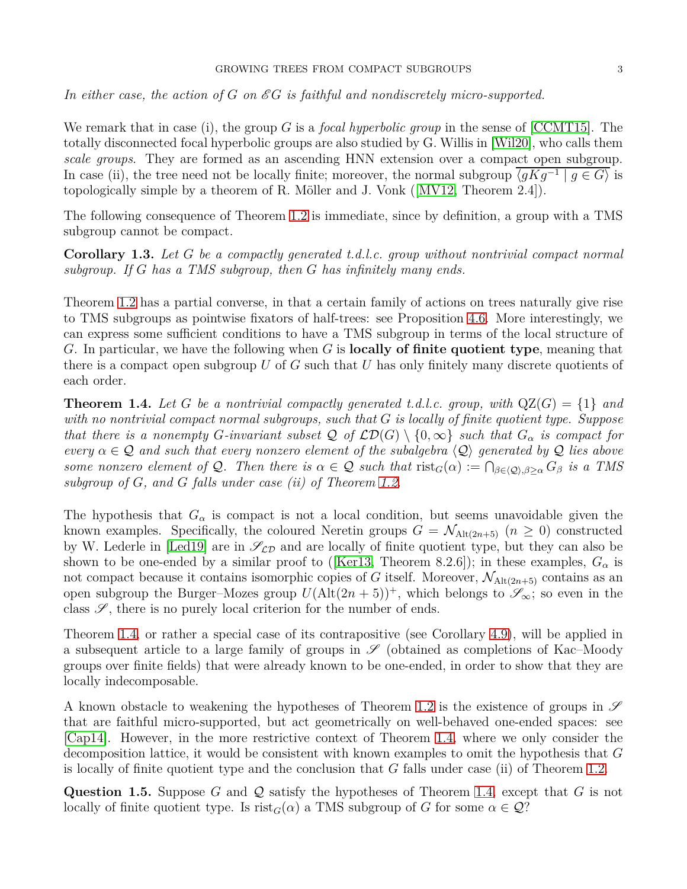*In either case, the action of $G$ on $\mathscr{E}G$ is faithful and nondiscretely micro-supported.*

We remark that in case (i), the group $G$ is a *focal hyperbolic group* in the sense of [CCMT15]. The totally disconnected focal hyperbolic groups are also studied by G. Willis in [Wil20], who calls them *scale groups*. They are formed as an ascending HNN extension over a compact open subgroup. In case (ii), the tree need not be locally finite; moreover, the normal subgroup $\overline{\langle gKg^{-1} \mid g \in G \rangle}$ is topologically simple by a theorem of R. Möller and J. Vonk ([MV12, Theorem 2.4]).

The following consequence of Theorem 1.2 is immediate, since by definition, a group with a TMS subgroup cannot be compact.

**Corollary 1.3.** *Let $G$ be a compactly generated t.d.l.c. group without nontrivial compact normal subgroup. If $G$ has a TMS subgroup, then $G$ has infinitely many ends.*

Theorem 1.2 has a partial converse, in that a certain family of actions on trees naturally give rise to TMS subgroups as pointwise fixators of half-trees: see Proposition 4.6. More interestingly, we can express some sufficient conditions to have a TMS subgroup in terms of the local structure of $G$. In particular, we have the following when $G$ is **locally of finite quotient type**, meaning that there is a compact open subgroup $U$ of $G$ such that $U$ has only finitely many discrete quotients of each order.

**Theorem 1.4.** *Let $G$ be a nontrivial compactly generated t.d.l.c. group, with $\mathrm{QZ}(G) = \{1\}$ and with no nontrivial compact normal subgroups, such that $G$ is locally of finite quotient type. Suppose that there is a nonempty $G$-invariant subset $\mathcal{Q}$ of $\mathcal{LD}(G) \setminus \{0, \infty\}$ such that $G_\alpha$ is compact for every $\alpha \in \mathcal{Q}$ and such that every nonzero element of the subalgebra $\langle \mathcal{Q} \rangle$ generated by $\mathcal{Q}$ lies above some nonzero element of $\mathcal{Q}$. Then there is $\alpha \in \mathcal{Q}$ such that $\mathrm{rist}_G(\alpha) := \bigcap_{\beta \in \langle \mathcal{Q} \rangle, \beta \geq \alpha} G_\beta$ is a TMS subgroup of $G$, and $G$ falls under case (ii) of Theorem 1.2.*

The hypothesis that $G_\alpha$ is compact is not a local condition, but seems unavoidable given the known examples. Specifically, the coloured Neretin groups $G = \mathcal{N}_{\mathrm{Alt}(2n+5)}$ $(n \geq 0)$ constructed by W. Lederle in [Led19] are in $\mathscr{S}_{\mathcal{LD}}$ and are locally of finite quotient type, but they can also be shown to be one-ended by a similar proof to ([Ker13, Theorem 8.2.6]); in these examples, $G_\alpha$ is not compact because it contains isomorphic copies of $G$ itself. Moreover, $\mathcal{N}_{\mathrm{Alt}(2n+5)}$ contains as an open subgroup the Burger–Mozes group $U(\mathrm{Alt}(2n+5))^+$, which belongs to $\mathscr{S}_\infty$; so even in the class $\mathscr{S}$, there is no purely local criterion for the number of ends.

Theorem 1.4, or rather a special case of its contrapositive (see Corollary 4.9), will be applied in a subsequent article to a large family of groups in $\mathscr{S}$ (obtained as completions of Kac–Moody groups over finite fields) that were already known to be one-ended, in order to show that they are locally indecomposable.

A known obstacle to weakening the hypotheses of Theorem 1.2 is the existence of groups in $\mathscr{S}$ that are faithful micro-supported, but act geometrically on well-behaved one-ended spaces: see [Cap14]. However, in the more restrictive context of Theorem 1.4, where we only consider the decomposition lattice, it would be consistent with known examples to omit the hypothesis that $G$ is locally of finite quotient type and the conclusion that $G$ falls under case (ii) of Theorem 1.2.

**Question 1.5.** Suppose $G$ and $\mathcal{Q}$ satisfy the hypotheses of Theorem 1.4, except that $G$ is not locally of finite quotient type. Is $\mathrm{rist}_G(\alpha)$ a TMS subgroup of $G$ for some $\alpha \in \mathcal{Q}$?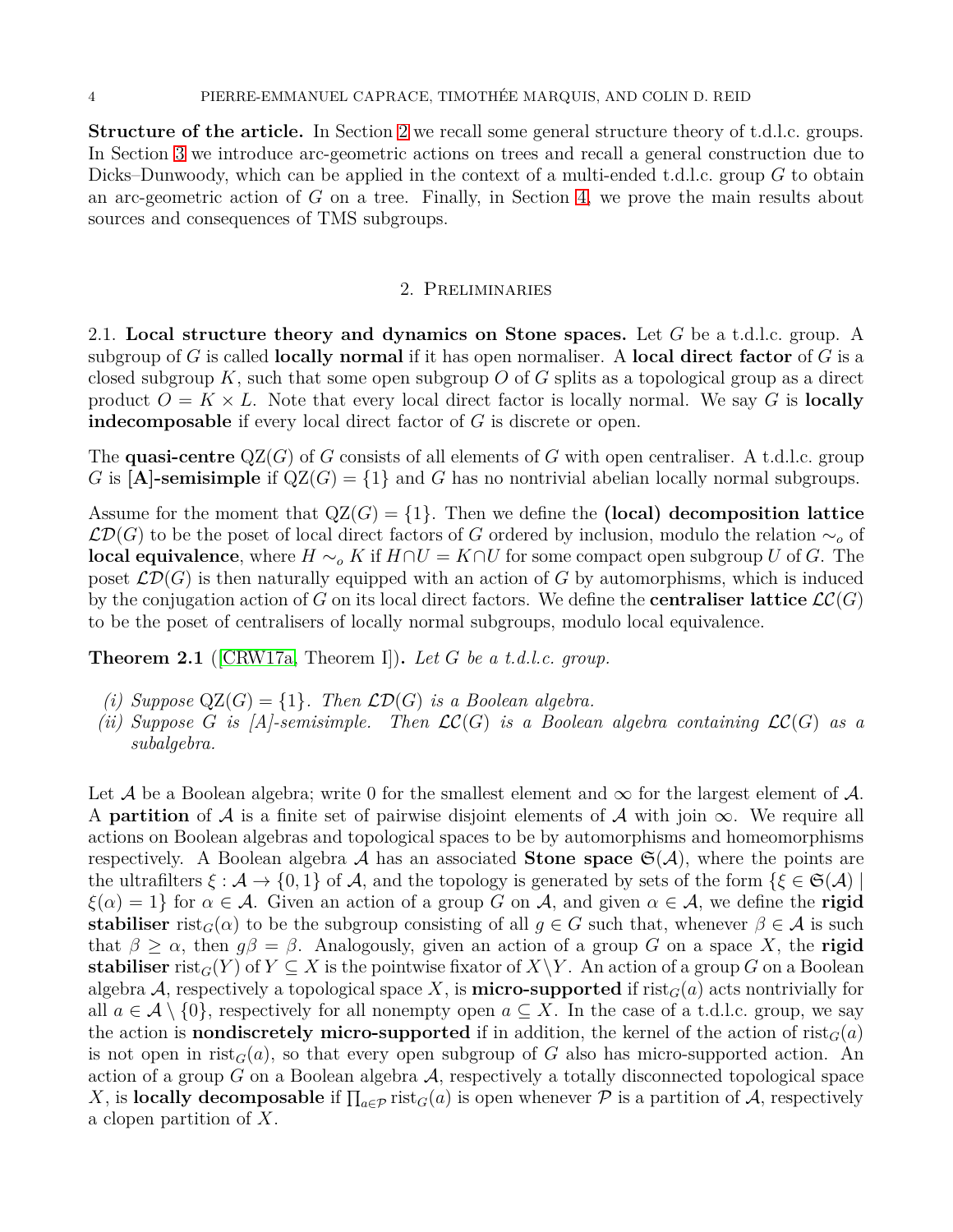**Structure of the article.** In Section 2 we recall some general structure theory of t.d.l.c. groups. In Section 3 we introduce arc-geometric actions on trees and recall a general construction due to Dicks–Dunwoody, which can be applied in the context of a multi-ended t.d.l.c. group $G$ to obtain an arc-geometric action of $G$ on a tree. Finally, in Section 4, we prove the main results about sources and consequences of TMS subgroups.

## 2. Preliminaries

2.1. **Local structure theory and dynamics on Stone spaces.** Let $G$ be a t.d.l.c. group. A subgroup of $G$ is called **locally normal** if it has open normaliser. A **local direct factor** of $G$ is a closed subgroup $K$, such that some open subgroup $O$ of $G$ splits as a topological group as a direct product $O = K \times L$. Note that every local direct factor is locally normal. We say $G$ is **locally indecomposable** if every local direct factor of $G$ is discrete or open.

The **quasi-centre** $\mathrm{QZ}(G)$ of $G$ consists of all elements of $G$ with open centraliser. A t.d.l.c. group $G$ is **[A]-semisimple** if $\mathrm{QZ}(G) = \{1\}$ and $G$ has no nontrivial abelian locally normal subgroups.

Assume for the moment that $\mathrm{QZ}(G) = \{1\}$. Then we define the **(local) decomposition lattice** $\mathcal{LD}(G)$ to be the poset of local direct factors of $G$ ordered by inclusion, modulo the relation $\sim_o$ of **local equivalence**, where $H \sim_o K$ if $H \cap U = K \cap U$ for some compact open subgroup $U$ of $G$. The poset $\mathcal{LD}(G)$ is then naturally equipped with an action of $G$ by automorphisms, which is induced by the conjugation action of $G$ on its local direct factors. We define the **centraliser lattice** $\mathcal{LC}(G)$ to be the poset of centralisers of locally normal subgroups, modulo local equivalence.

**Theorem 2.1** ([CRW17a, Theorem I]). *Let $G$ be a t.d.l.c. group.*

*(i) Suppose $\mathrm{QZ}(G) = \{1\}$. Then $\mathcal{LD}(G)$ is a Boolean algebra.*
*(ii) Suppose $G$ is [A]-semisimple. Then $\mathcal{LC}(G)$ is a Boolean algebra containing $\mathcal{LC}(G)$ as a subalgebra.*

Let $\mathcal{A}$ be a Boolean algebra; write 0 for the smallest element and $\infty$ for the largest element of $\mathcal{A}$. A **partition** of $\mathcal{A}$ is a finite set of pairwise disjoint elements of $\mathcal{A}$ with join $\infty$. We require all actions on Boolean algebras and topological spaces to be by automorphisms and homeomorphisms respectively. A Boolean algebra $\mathcal{A}$ has an associated **Stone space** $\mathfrak{S}(\mathcal{A})$, where the points are the ultrafilters $\xi : \mathcal{A} \to \{0, 1\}$ of $\mathcal{A}$, and the topology is generated by sets of the form $\{\xi \in \mathfrak{S}(\mathcal{A}) \mid \xi(\alpha) = 1\}$ for $\alpha \in \mathcal{A}$. Given an action of a group $G$ on $\mathcal{A}$, and given $\alpha \in \mathcal{A}$, we define the **rigid stabiliser** $\mathrm{rist}_G(\alpha)$ to be the subgroup consisting of all $g \in G$ such that, whenever $\beta \in \mathcal{A}$ is such that $\beta \geq \alpha$, then $g\beta = \beta$. Analogously, given an action of a group $G$ on a space $X$, the **rigid stabiliser** $\mathrm{rist}_G(Y)$ of $Y \subseteq X$ is the pointwise fixator of $X \setminus Y$. An action of a group $G$ on a Boolean algebra $\mathcal{A}$, respectively a topological space $X$, is **micro-supported** if $\mathrm{rist}_G(a)$ acts nontrivially for all $a \in \mathcal{A} \setminus \{0\}$, respectively for all nonempty open $a \subseteq X$. In the case of a t.d.l.c. group, we say the action is **nondiscretely micro-supported** if in addition, the kernel of the action of $\mathrm{rist}_G(a)$ is not open in $\mathrm{rist}_G(a)$, so that every open subgroup of $G$ also has micro-supported action. An action of a group $G$ on a Boolean algebra $\mathcal{A}$, respectively a totally disconnected topological space $X$, is **locally decomposable** if $\prod_{a \in \mathcal{P}} \mathrm{rist}_G(a)$ is open whenever $\mathcal{P}$ is a partition of $\mathcal{A}$, respectively a clopen partition of $X$.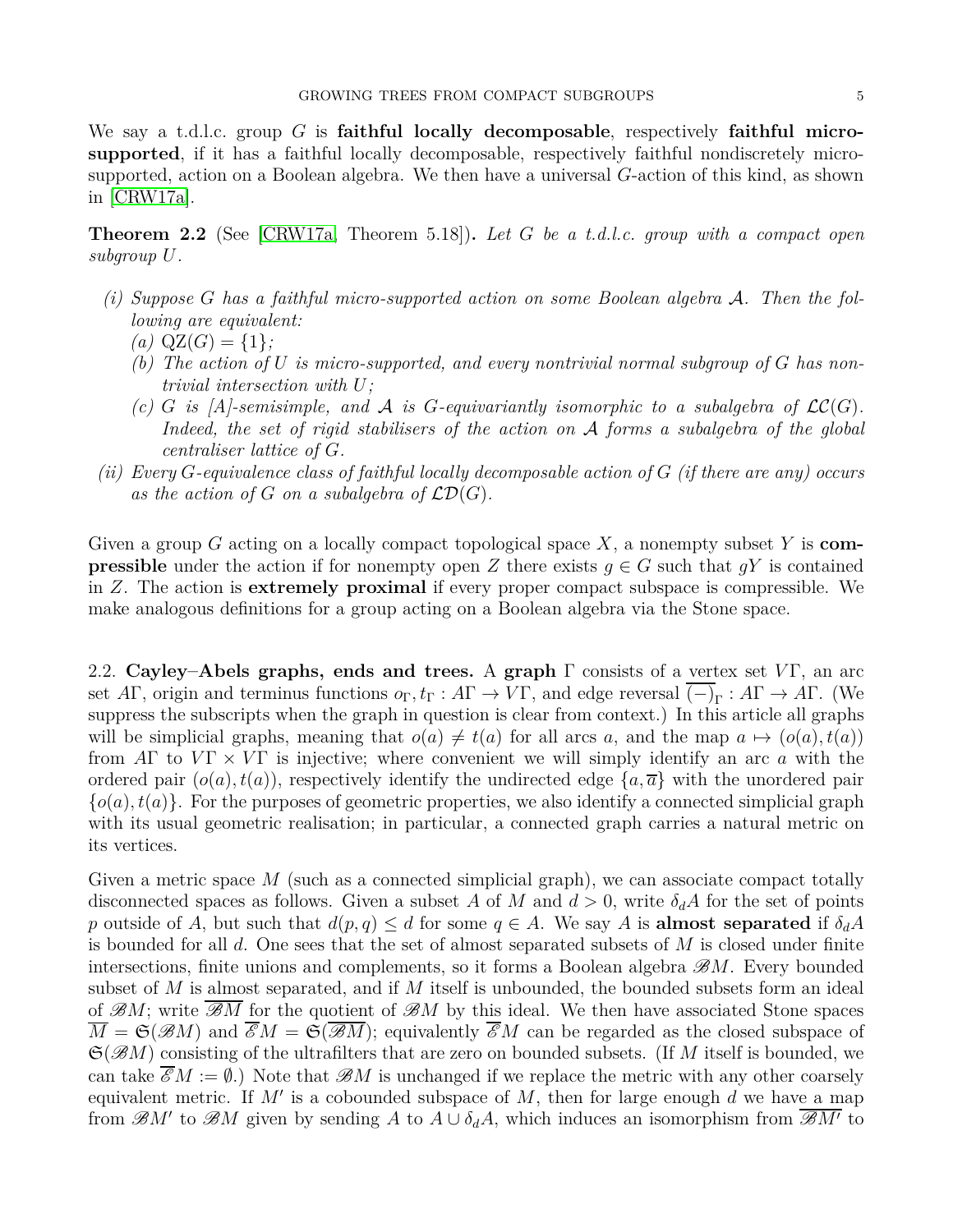We say a t.d.l.c. group $G$ is **faithful locally decomposable**, respectively **faithful micro-supported**, if it has a faithful locally decomposable, respectively faithful nondiscretely micro-supported, action on a Boolean algebra. We then have a universal $G$-action of this kind, as shown in [CRW17a].

**Theorem 2.2** (See [CRW17a, Theorem 5.18])**.** *Let $G$ be a t.d.l.c. group with a compact open subgroup $U$.*

*(i) Suppose $G$ has a faithful micro-supported action on some Boolean algebra $\mathcal{A}$. Then the following are equivalent:*
  *(a) $\mathrm{QZ}(G) = \{1\}$;*
  *(b) The action of $U$ is micro-supported, and every nontrivial normal subgroup of $G$ has nontrivial intersection with $U$;*
  *(c) $G$ is [A]-semisimple, and $\mathcal{A}$ is $G$-equivariantly isomorphic to a subalgebra of $\mathcal{LC}(G)$. Indeed, the set of rigid stabilisers of the action on $\mathcal{A}$ forms a subalgebra of the global centraliser lattice of $G$.*

*(ii) Every $G$-equivalence class of faithful locally decomposable action of $G$ (if there are any) occurs as the action of $G$ on a subalgebra of $\mathcal{LD}(G)$.*

Given a group $G$ acting on a locally compact topological space $X$, a nonempty subset $Y$ is **compressible** under the action if for nonempty open $Z$ there exists $g \in G$ such that $gY$ is contained in $Z$. The action is **extremely proximal** if every proper compact subspace is compressible. We make analogous definitions for a group acting on a Boolean algebra via the Stone space.

2.2. **Cayley–Abels graphs, ends and trees.** A **graph** $\Gamma$ consists of a vertex set $V\Gamma$, an arc set $A\Gamma$, origin and terminus functions $o_\Gamma, t_\Gamma : A\Gamma \to V\Gamma$, and edge reversal $\overline{(-)}_\Gamma : A\Gamma \to A\Gamma$. (We suppress the subscripts when the graph in question is clear from context.) In this article all graphs will be simplicial graphs, meaning that $o(a) \neq t(a)$ for all arcs $a$, and the map $a \mapsto (o(a), t(a))$ from $A\Gamma$ to $V\Gamma \times V\Gamma$ is injective; where convenient we will simply identify an arc $a$ with the ordered pair $(o(a), t(a))$, respectively identify the undirected edge $\{a, \overline{a}\}$ with the unordered pair $\{o(a), t(a)\}$. For the purposes of geometric properties, we also identify a connected simplicial graph with its usual geometric realisation; in particular, a connected graph carries a natural metric on its vertices.

Given a metric space $M$ (such as a connected simplicial graph), we can associate compact totally disconnected spaces as follows. Given a subset $A$ of $M$ and $d > 0$, write $\delta_d A$ for the set of points $p$ outside of $A$, but such that $d(p,q) \leq d$ for some $q \in A$. We say $A$ is **almost separated** if $\delta_d A$ is bounded for all $d$. One sees that the set of almost separated subsets of $M$ is closed under finite intersections, finite unions and complements, so it forms a Boolean algebra $\mathscr{B}M$. Every bounded subset of $M$ is almost separated, and if $M$ itself is unbounded, the bounded subsets form an ideal of $\mathscr{B}M$; write $\overline{\mathscr{B}M}$ for the quotient of $\mathscr{B}M$ by this ideal. We then have associated Stone spaces $\overline{M} = \mathfrak{S}(\mathscr{B}M)$ and $\overline{\mathscr{E}}M = \mathfrak{S}(\overline{\mathscr{B}M})$; equivalently $\overline{\mathscr{E}}M$ can be regarded as the closed subspace of $\mathfrak{S}(\mathscr{B}M)$ consisting of the ultrafilters that are zero on bounded subsets. (If $M$ itself is bounded, we can take $\overline{\mathscr{E}}M := \emptyset$.) Note that $\mathscr{B}M$ is unchanged if we replace the metric with any other coarsely equivalent metric. If $M'$ is a cobounded subspace of $M$, then for large enough $d$ we have a map from $\mathscr{B}M'$ to $\mathscr{B}M$ given by sending $A$ to $A \cup \delta_d A$, which induces an isomorphism from $\overline{\mathscr{B}M'}$ to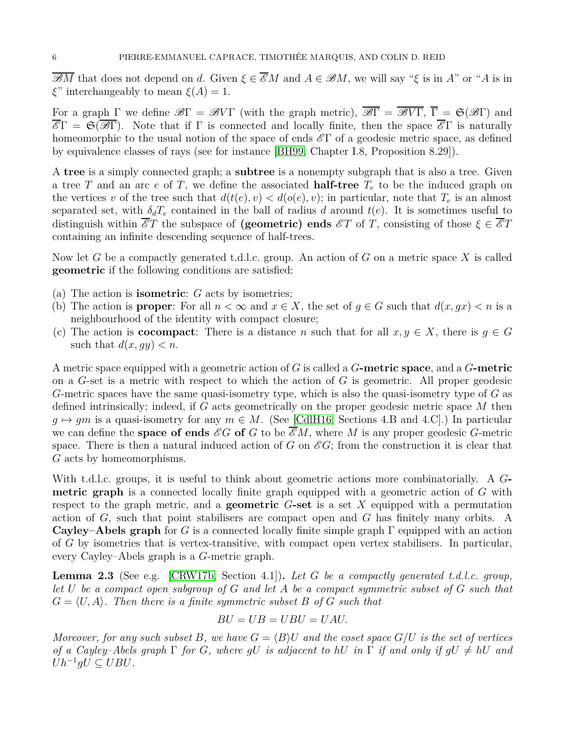$\overline{\mathscr{B}M}$ that does not depend on $d$. Given $\xi \in \overline{\mathscr{E}}M$ and $A \in \mathscr{B}M$, we will say "$\xi$ is in $A$" or "$A$ is in $\xi$" interchangeably to mean $\xi(A) = 1$.

For a graph $\Gamma$ we define $\mathscr{B}\Gamma = \mathscr{B}V\Gamma$ (with the graph metric), $\overline{\mathscr{B}\Gamma} = \overline{\mathscr{B}V\Gamma}$, $\overline{\Gamma} = \mathfrak{S}(\mathscr{B}\Gamma)$ and $\overline{\mathscr{E}}\Gamma = \mathfrak{S}(\overline{\mathscr{B}\Gamma})$. Note that if $\Gamma$ is connected and locally finite, then the space $\overline{\mathscr{E}}\Gamma$ is naturally homeomorphic to the usual notion of the space of ends $\mathscr{E}\Gamma$ of a geodesic metric space, as defined by equivalence classes of rays (see for instance [BH99, Chapter I.8, Proposition 8.29]).

A **tree** is a simply connected graph; a **subtree** is a nonempty subgraph that is also a tree. Given a tree $T$ and an arc $e$ of $T$, we define the associated **half-tree** $T_e$ to be the induced graph on the vertices $v$ of the tree such that $d(t(e), v) < d(o(e), v)$; in particular, note that $T_e$ is an almost separated set, with $\delta_d T_e$ contained in the ball of radius $d$ around $t(e)$. It is sometimes useful to distinguish within $\overline{\mathscr{E}}T$ the subspace of **(geometric) ends** $\mathscr{E}T$ of $T$, consisting of those $\xi \in \overline{\mathscr{E}}T$ containing an infinite descending sequence of half-trees.

Now let $G$ be a compactly generated t.d.l.c. group. An action of $G$ on a metric space $X$ is called **geometric** if the following conditions are satisfied:

(a) The action is **isometric**: $G$ acts by isometries;
(b) The action is **proper**: For all $n < \infty$ and $x \in X$, the set of $g \in G$ such that $d(x, gx) < n$ is a neighbourhood of the identity with compact closure;
(c) The action is **cocompact**: There is a distance $n$ such that for all $x, y \in X$, there is $g \in G$ such that $d(x, gy) < n$.

A metric space equipped with a geometric action of $G$ is called a **$G$-metric space**, and a **$G$-metric** on a $G$-set is a metric with respect to which the action of $G$ is geometric. All proper geodesic $G$-metric spaces have the same quasi-isometry type, which is also the quasi-isometry type of $G$ as defined intrinsically; indeed, if $G$ acts geometrically on the proper geodesic metric space $M$ then $g \mapsto gm$ is a quasi-isometry for any $m \in M$. (See [CdlH16, Sections 4.B and 4.C].) In particular we can define the **space of ends $\mathscr{E}G$ of $G$** to be $\overline{\mathscr{E}}M$, where $M$ is any proper geodesic $G$-metric space. There is then a natural induced action of $G$ on $\mathscr{E}G$; from the construction it is clear that $G$ acts by homeomorphisms.

With t.d.l.c. groups, it is useful to think about geometric actions more combinatorially. A **$G$-metric graph** is a connected locally finite graph equipped with a geometric action of $G$ with respect to the graph metric, and a **geometric $G$-set** is a set $X$ equipped with a permutation action of $G$, such that point stabilisers are compact open and $G$ has finitely many orbits. A **Cayley–Abels graph** for $G$ is a connected locally finite simple graph $\Gamma$ equipped with an action of $G$ by isometries that is vertex-transitive, with compact open vertex stabilisers. In particular, every Cayley–Abels graph is a $G$-metric graph.

**Lemma 2.3** (See e.g. [CRW17b, Section 4.1])**.** *Let $G$ be a compactly generated t.d.l.c. group, let $U$ be a compact open subgroup of $G$ and let $A$ be a compact symmetric subset of $G$ such that $G = \langle U, A\rangle$. Then there is a finite symmetric subset $B$ of $G$ such that*

$$BU = UB = UBU = UAU.$$

*Moreover, for any such subset $B$, we have $G = \langle B\rangle U$ and the coset space $G/U$ is the set of vertices of a Cayley–Abels graph $\Gamma$ for $G$, where $gU$ is adjacent to $hU$ in $\Gamma$ if and only if $gU \neq hU$ and $Uh^{-1}gU \subseteq UBU$.*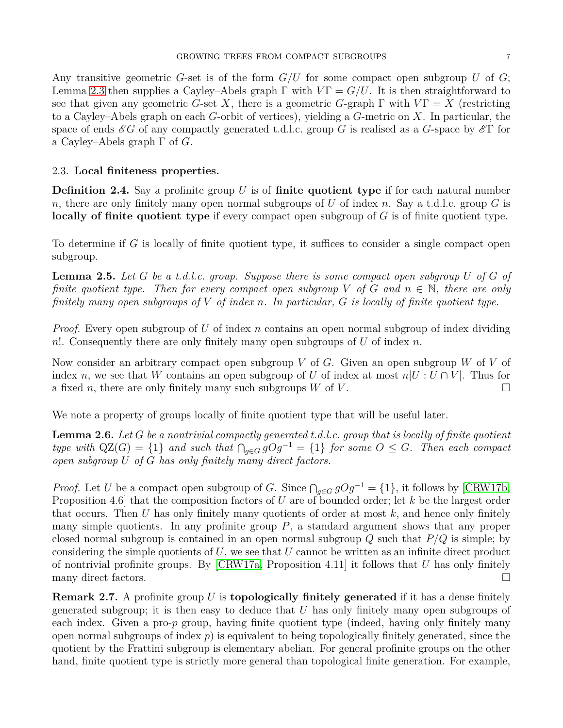Any transitive geometric $G$-set is of the form $G/U$ for some compact open subgroup $U$ of $G$; Lemma 2.3 then supplies a Cayley–Abels graph $\Gamma$ with $V\Gamma = G/U$. It is then straightforward to see that given any geometric $G$-set $X$, there is a geometric $G$-graph $\Gamma$ with $V\Gamma = X$ (restricting to a Cayley–Abels graph on each $G$-orbit of vertices), yielding a $G$-metric on $X$. In particular, the space of ends $\mathscr{E}G$ of any compactly generated t.d.l.c. group $G$ is realised as a $G$-space by $\mathscr{E}\Gamma$ for a Cayley–Abels graph $\Gamma$ of $G$.

## 2.3. Local finiteness properties.

**Definition 2.4.** Say a profinite group $U$ is of **finite quotient type** if for each natural number $n$, there are only finitely many open normal subgroups of $U$ of index $n$. Say a t.d.l.c. group $G$ is **locally of finite quotient type** if every compact open subgroup of $G$ is of finite quotient type.

To determine if $G$ is locally of finite quotient type, it suffices to consider a single compact open subgroup.

**Lemma 2.5.** *Let $G$ be a t.d.l.c. group. Suppose there is some compact open subgroup $U$ of $G$ of finite quotient type. Then for every compact open subgroup $V$ of $G$ and $n \in \mathbb{N}$, there are only finitely many open subgroups of $V$ of index $n$. In particular, $G$ is locally of finite quotient type.*

*Proof.* Every open subgroup of $U$ of index $n$ contains an open normal subgroup of index dividing $n!$. Consequently there are only finitely many open subgroups of $U$ of index $n$.

Now consider an arbitrary compact open subgroup $V$ of $G$. Given an open subgroup $W$ of $V$ of index $n$, we see that $W$ contains an open subgroup of $U$ of index at most $n|U : U \cap V|$. Thus for a fixed $n$, there are only finitely many such subgroups $W$ of $V$. □

We note a property of groups locally of finite quotient type that will be useful later.

**Lemma 2.6.** *Let $G$ be a nontrivial compactly generated t.d.l.c. group that is locally of finite quotient type with $\mathrm{QZ}(G) = \{1\}$ and such that $\bigcap_{g \in G} gOg^{-1} = \{1\}$ for some $O \leq G$. Then each compact open subgroup $U$ of $G$ has only finitely many direct factors.*

*Proof.* Let $U$ be a compact open subgroup of $G$. Since $\bigcap_{g \in G} gOg^{-1} = \{1\}$, it follows by [CRW17b, Proposition 4.6] that the composition factors of $U$ are of bounded order; let $k$ be the largest order that occurs. Then $U$ has only finitely many quotients of order at most $k$, and hence only finitely many simple quotients. In any profinite group $P$, a standard argument shows that any proper closed normal subgroup is contained in an open normal subgroup $Q$ such that $P/Q$ is simple; by considering the simple quotients of $U$, we see that $U$ cannot be written as an infinite direct product of nontrivial profinite groups. By [CRW17a, Proposition 4.11] it follows that $U$ has only finitely many direct factors. □

**Remark 2.7.** A profinite group $U$ is **topologically finitely generated** if it has a dense finitely generated subgroup; it is then easy to deduce that $U$ has only finitely many open subgroups of each index. Given a pro-$p$ group, having finite quotient type (indeed, having only finitely many open normal subgroups of index $p$) is equivalent to being topologically finitely generated, since the quotient by the Frattini subgroup is elementary abelian. For general profinite groups on the other hand, finite quotient type is strictly more general than topological finite generation. For example,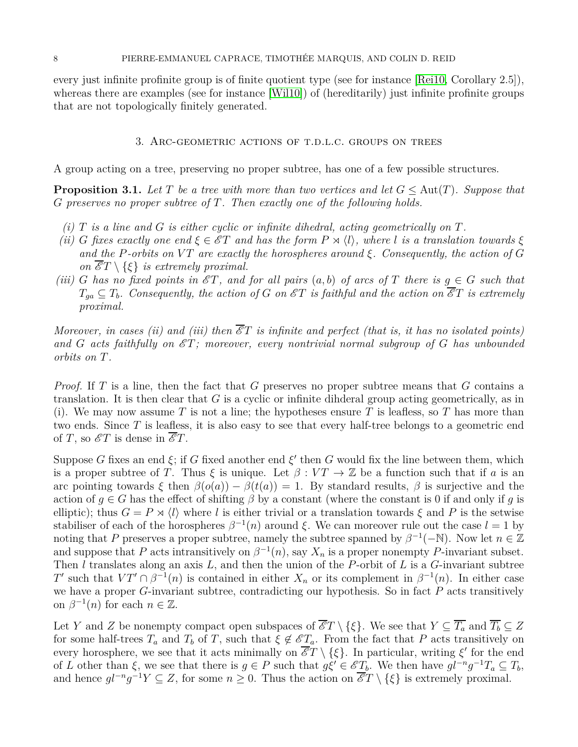every just infinite profinite group is of finite quotient type (see for instance [Rei10, Corollary 2.5]), whereas there are examples (see for instance [Wil10]) of (hereditarily) just infinite profinite groups that are not topologically finitely generated.

## 3. Arc-geometric actions of t.d.l.c. groups on trees

A group acting on a tree, preserving no proper subtree, has one of a few possible structures.

**Proposition 3.1.** *Let $T$ be a tree with more than two vertices and let $G \leq \mathrm{Aut}(T)$. Suppose that $G$ preserves no proper subtree of $T$. Then exactly one of the following holds.*

*(i) $T$ is a line and $G$ is either cyclic or infinite dihedral, acting geometrically on $T$.*

*(ii) $G$ fixes exactly one end $\xi \in \mathscr{E}T$ and has the form $P \rtimes \langle l \rangle$, where $l$ is a translation towards $\xi$ and the $P$-orbits on $VT$ are exactly the horospheres around $\xi$. Consequently, the action of $G$ on $\overline{\mathscr{E}}T \setminus \{\xi\}$ is extremely proximal.*

*(iii) $G$ has no fixed points in $\mathscr{E}T$, and for all pairs $(a, b)$ of arcs of $T$ there is $g \in G$ such that $T_{ga} \subseteq T_b$. Consequently, the action of $G$ on $\mathscr{E}T$ is faithful and the action on $\overline{\mathscr{E}}T$ is extremely proximal.*

*Moreover, in cases (ii) and (iii) then $\overline{\mathscr{E}}T$ is infinite and perfect (that is, it has no isolated points) and $G$ acts faithfully on $\mathscr{E}T$; moreover, every nontrivial normal subgroup of $G$ has unbounded orbits on $T$.*

*Proof.* If $T$ is a line, then the fact that $G$ preserves no proper subtree means that $G$ contains a translation. It is then clear that $G$ is a cyclic or infinite dihderal group acting geometrically, as in (i). We may now assume $T$ is not a line; the hypotheses ensure $T$ is leafless, so $T$ has more than two ends. Since $T$ is leafless, it is also easy to see that every half-tree belongs to a geometric end of $T$, so $\mathscr{E}T$ is dense in $\overline{\mathscr{E}}T$.

Suppose $G$ fixes an end $\xi$; if $G$ fixed another end $\xi'$ then $G$ would fix the line between them, which is a proper subtree of $T$. Thus $\xi$ is unique. Let $\beta : VT \to \mathbb{Z}$ be a function such that if $a$ is an arc pointing towards $\xi$ then $\beta(o(a)) - \beta(t(a)) = 1$. By standard results, $\beta$ is surjective and the action of $g \in G$ has the effect of shifting $\beta$ by a constant (where the constant is 0 if and only if $g$ is elliptic); thus $G = P \rtimes \langle l \rangle$ where $l$ is either trivial or a translation towards $\xi$ and $P$ is the setwise stabiliser of each of the horospheres $\beta^{-1}(n)$ around $\xi$. We can moreover rule out the case $l = 1$ by noting that $P$ preserves a proper subtree, namely the subtree spanned by $\beta^{-1}(-\mathbb{N})$. Now let $n \in \mathbb{Z}$ and suppose that $P$ acts intransitively on $\beta^{-1}(n)$, say $X_n$ is a proper nonempty $P$-invariant subset. Then $l$ translates along an axis $L$, and then the union of the $P$-orbit of $L$ is a $G$-invariant subtree $T'$ such that $VT' \cap \beta^{-1}(n)$ is contained in either $X_n$ or its complement in $\beta^{-1}(n)$. In either case we have a proper $G$-invariant subtree, contradicting our hypothesis. So in fact $P$ acts transitively on $\beta^{-1}(n)$ for each $n \in \mathbb{Z}$.

Let $Y$ and $Z$ be nonempty compact open subspaces of $\overline{\mathscr{E}}T \setminus \{\xi\}$. We see that $Y \subseteq \overline{T_a}$ and $\overline{T_b} \subseteq Z$ for some half-trees $T_a$ and $T_b$ of $T$, such that $\xi \notin \mathscr{E}T_a$. From the fact that $P$ acts transitively on every horosphere, we see that it acts minimally on $\overline{\mathscr{E}}T \setminus \{\xi\}$. In particular, writing $\xi'$ for the end of $L$ other than $\xi$, we see that there is $g \in P$ such that $g\xi' \in \mathscr{E}T_b$. We then have $gl^{-n}g^{-1}T_a \subseteq T_b$, and hence $gl^{-n}g^{-1}Y \subseteq Z$, for some $n \geq 0$. Thus the action on $\overline{\mathscr{E}}T \setminus \{\xi\}$ is extremely proximal.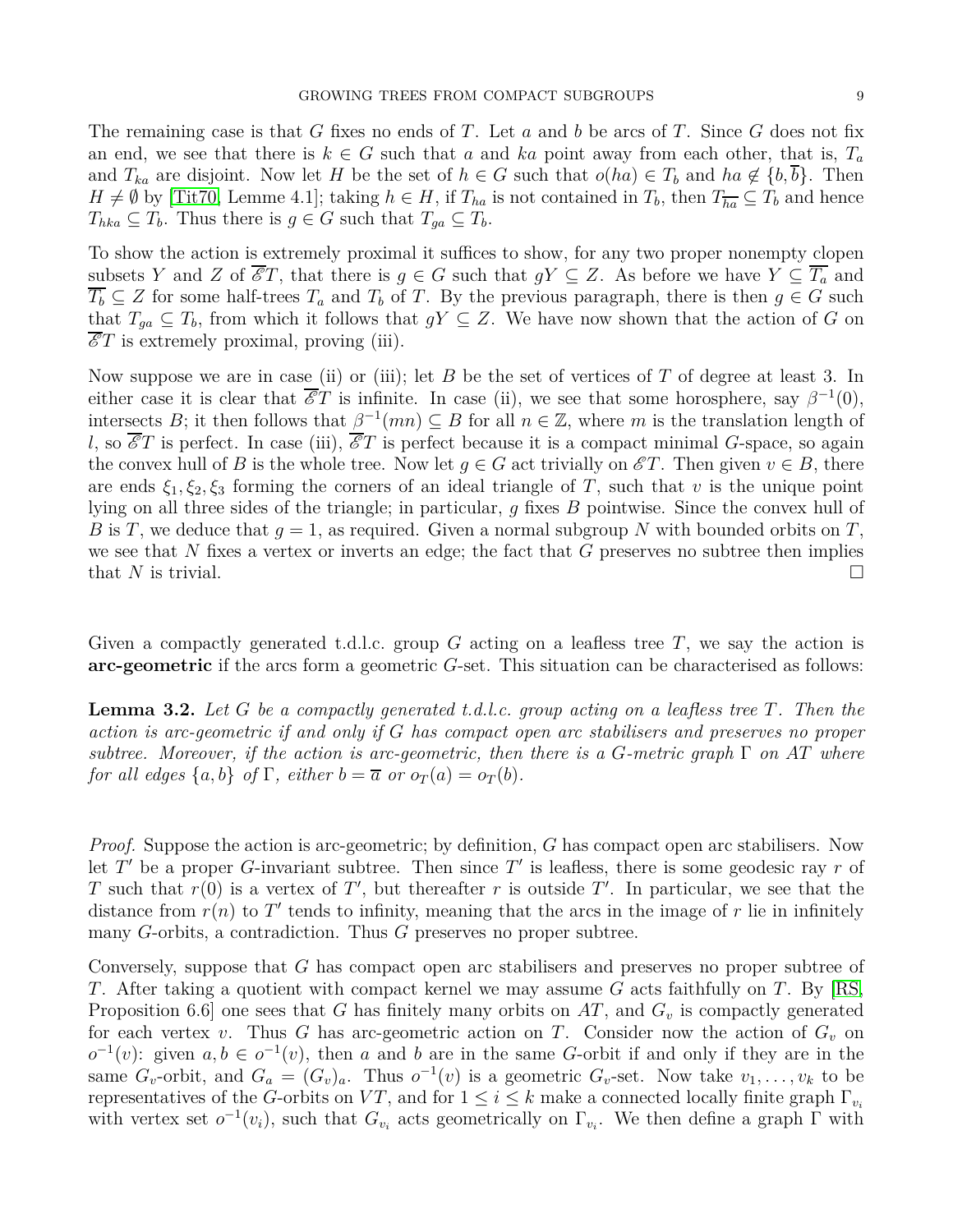The remaining case is that $G$ fixes no ends of $T$. Let $a$ and $b$ be arcs of $T$. Since $G$ does not fix an end, we see that there is $k \in G$ such that $a$ and $ka$ point away from each other, that is, $T_a$ and $T_{ka}$ are disjoint. Now let $H$ be the set of $h \in G$ such that $o(ha) \in T_b$ and $ha \notin \{b, \overline{b}\}$. Then $H \neq \emptyset$ by [Tit70, Lemme 4.1]; taking $h \in H$, if $T_{ha}$ is not contained in $T_b$, then $T_{\overline{ha}} \subseteq T_b$ and hence $T_{hka} \subseteq T_b$. Thus there is $g \in G$ such that $T_{ga} \subseteq T_b$.

To show the action is extremely proximal it suffices to show, for any two proper nonempty clopen subsets $Y$ and $Z$ of $\overline{\mathscr{E}}T$, that there is $g \in G$ such that $gY \subseteq Z$. As before we have $Y \subseteq \overline{T_a}$ and $\overline{T_b} \subseteq Z$ for some half-trees $T_a$ and $T_b$ of $T$. By the previous paragraph, there is then $g \in G$ such that $T_{ga} \subseteq T_b$, from which it follows that $gY \subseteq Z$. We have now shown that the action of $G$ on $\overline{\mathscr{E}}T$ is extremely proximal, proving (iii).

Now suppose we are in case (ii) or (iii); let $B$ be the set of vertices of $T$ of degree at least 3. In either case it is clear that $\overline{\mathscr{E}}T$ is infinite. In case (ii), we see that some horosphere, say $\beta^{-1}(0)$, intersects $B$; it then follows that $\beta^{-1}(mn) \subseteq B$ for all $n \in \mathbb{Z}$, where $m$ is the translation length of $l$, so $\overline{\mathscr{E}}T$ is perfect. In case (iii), $\overline{\mathscr{E}}T$ is perfect because it is a compact minimal $G$-space, so again the convex hull of $B$ is the whole tree. Now let $g \in G$ act trivially on $\mathscr{E}T$. Then given $v \in B$, there are ends $\xi_1, \xi_2, \xi_3$ forming the corners of an ideal triangle of $T$, such that $v$ is the unique point lying on all three sides of the triangle; in particular, $g$ fixes $B$ pointwise. Since the convex hull of $B$ is $T$, we deduce that $g = 1$, as required. Given a normal subgroup $N$ with bounded orbits on $T$, we see that $N$ fixes a vertex or inverts an edge; the fact that $G$ preserves no subtree then implies that $N$ is trivial. ☐

Given a compactly generated t.d.l.c. group $G$ acting on a leafless tree $T$, we say the action is **arc-geometric** if the arcs form a geometric $G$-set. This situation can be characterised as follows:

**Lemma 3.2.** *Let $G$ be a compactly generated t.d.l.c. group acting on a leafless tree $T$. Then the action is arc-geometric if and only if $G$ has compact open arc stabilisers and preserves no proper subtree. Moreover, if the action is arc-geometric, then there is a $G$-metric graph $\Gamma$ on $AT$ where for all edges $\{a, b\}$ of $\Gamma$, either $b = \overline{a}$ or $o_T(a) = o_T(b)$.*

*Proof.* Suppose the action is arc-geometric; by definition, $G$ has compact open arc stabilisers. Now let $T'$ be a proper $G$-invariant subtree. Then since $T'$ is leafless, there is some geodesic ray $r$ of $T$ such that $r(0)$ is a vertex of $T'$, but thereafter $r$ is outside $T'$. In particular, we see that the distance from $r(n)$ to $T'$ tends to infinity, meaning that the arcs in the image of $r$ lie in infinitely many $G$-orbits, a contradiction. Thus $G$ preserves no proper subtree.

Conversely, suppose that $G$ has compact open arc stabilisers and preserves no proper subtree of $T$. After taking a quotient with compact kernel we may assume $G$ acts faithfully on $T$. By [RS, Proposition 6.6] one sees that $G$ has finitely many orbits on $AT$, and $G_v$ is compactly generated for each vertex $v$. Thus $G$ has arc-geometric action on $T$. Consider now the action of $G_v$ on $o^{-1}(v)$: given $a, b \in o^{-1}(v)$, then $a$ and $b$ are in the same $G$-orbit if and only if they are in the same $G_v$-orbit, and $G_a = (G_v)_a$. Thus $o^{-1}(v)$ is a geometric $G_v$-set. Now take $v_1, \dots, v_k$ to be representatives of the $G$-orbits on $VT$, and for $1 \le i \le k$ make a connected locally finite graph $\Gamma_{v_i}$ with vertex set $o^{-1}(v_i)$, such that $G_{v_i}$ acts geometrically on $\Gamma_{v_i}$. We then define a graph $\Gamma$ with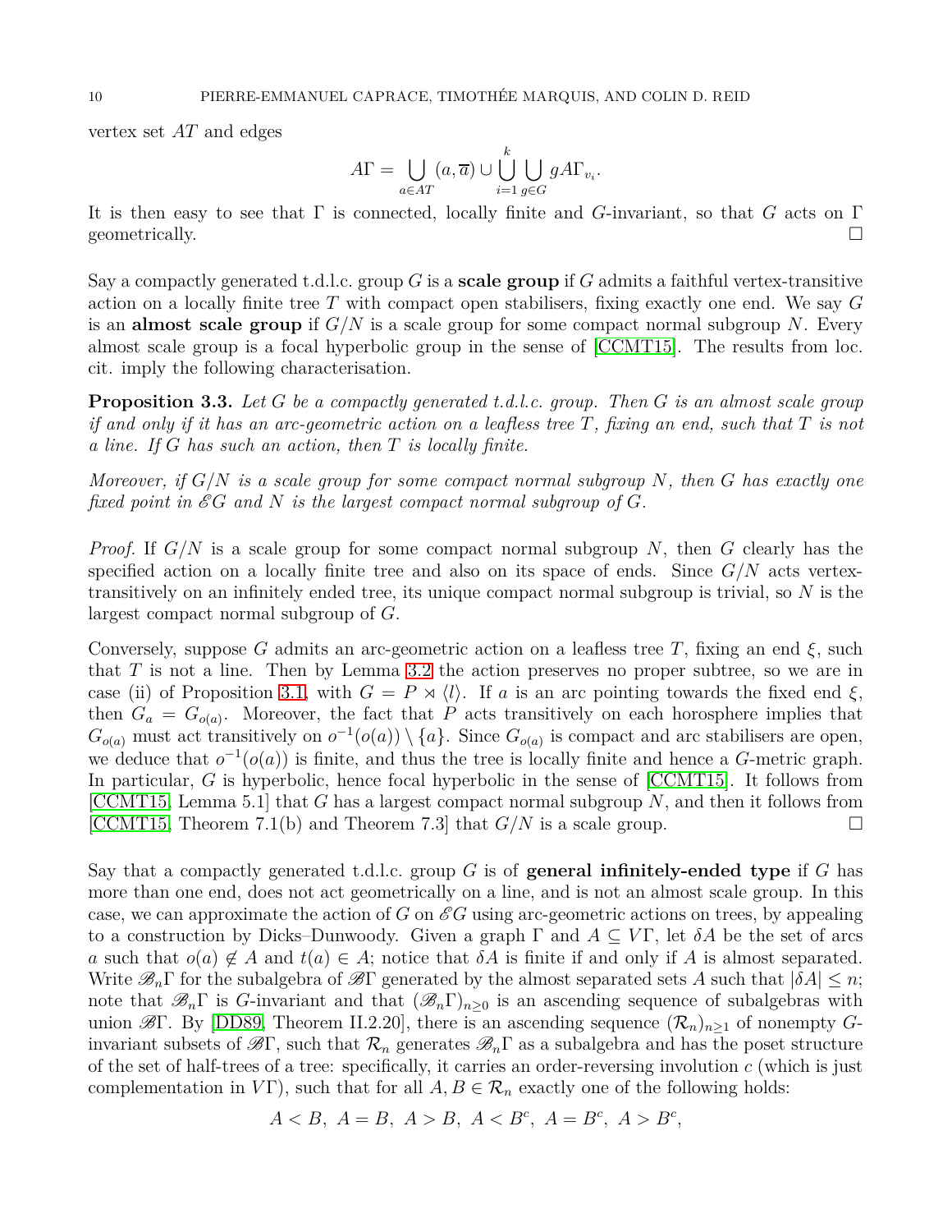vertex set $AT$ and edges

$$A\Gamma = \bigcup_{a \in AT} (a, \overline{a}) \cup \bigcup_{i=1}^{k} \bigcup_{g \in G} gA\Gamma_{v_i}.$$

It is then easy to see that $\Gamma$ is connected, locally finite and $G$-invariant, so that $G$ acts on $\Gamma$ geometrically. □

Say a compactly generated t.d.l.c. group $G$ is a **scale group** if $G$ admits a faithful vertex-transitive action on a locally finite tree $T$ with compact open stabilisers, fixing exactly one end. We say $G$ is an **almost scale group** if $G/N$ is a scale group for some compact normal subgroup $N$. Every almost scale group is a focal hyperbolic group in the sense of [CCMT15]. The results from loc. cit. imply the following characterisation.

**Proposition 3.3.** *Let $G$ be a compactly generated t.d.l.c. group. Then $G$ is an almost scale group if and only if it has an arc-geometric action on a leafless tree $T$, fixing an end, such that $T$ is not a line. If $G$ has such an action, then $T$ is locally finite.*

*Moreover, if $G/N$ is a scale group for some compact normal subgroup $N$, then $G$ has exactly one fixed point in $\mathscr{E}G$ and $N$ is the largest compact normal subgroup of $G$.*

*Proof.* If $G/N$ is a scale group for some compact normal subgroup $N$, then $G$ clearly has the specified action on a locally finite tree and also on its space of ends. Since $G/N$ acts vertex-transitively on an infinitely ended tree, its unique compact normal subgroup is trivial, so $N$ is the largest compact normal subgroup of $G$.

Conversely, suppose $G$ admits an arc-geometric action on a leafless tree $T$, fixing an end $\xi$, such that $T$ is not a line. Then by Lemma 3.2 the action preserves no proper subtree, so we are in case (ii) of Proposition 3.1, with $G = P \rtimes \langle l \rangle$. If $a$ is an arc pointing towards the fixed end $\xi$, then $G_a = G_{o(a)}$. Moreover, the fact that $P$ acts transitively on each horosphere implies that $G_{o(a)}$ must act transitively on $o^{-1}(o(a)) \setminus \{a\}$. Since $G_{o(a)}$ is compact and arc stabilisers are open, we deduce that $o^{-1}(o(a))$ is finite, and thus the tree is locally finite and hence a $G$-metric graph. In particular, $G$ is hyperbolic, hence focal hyperbolic in the sense of [CCMT15]. It follows from [CCMT15, Lemma 5.1] that $G$ has a largest compact normal subgroup $N$, and then it follows from [CCMT15, Theorem 7.1(b) and Theorem 7.3] that $G/N$ is a scale group. □

Say that a compactly generated t.d.l.c. group $G$ is of **general infinitely-ended type** if $G$ has more than one end, does not act geometrically on a line, and is not an almost scale group. In this case, we can approximate the action of $G$ on $\mathscr{E}G$ using arc-geometric actions on trees, by appealing to a construction by Dicks–Dunwoody. Given a graph $\Gamma$ and $A \subseteq V\Gamma$, let $\delta A$ be the set of arcs $a$ such that $o(a) \notin A$ and $t(a) \in A$; notice that $\delta A$ is finite if and only if $A$ is almost separated. Write $\mathscr{B}_n\Gamma$ for the subalgebra of $\mathscr{B}\Gamma$ generated by the almost separated sets $A$ such that $|\delta A| \leq n$; note that $\mathscr{B}_n\Gamma$ is $G$-invariant and that $(\mathscr{B}_n\Gamma)_{n \geq 0}$ is an ascending sequence of subalgebras with union $\mathscr{B}\Gamma$. By [DD89, Theorem II.2.20], there is an ascending sequence $(\mathcal{R}_n)_{n \geq 1}$ of nonempty $G$-invariant subsets of $\mathscr{B}\Gamma$, such that $\mathcal{R}_n$ generates $\mathscr{B}_n\Gamma$ as a subalgebra and has the poset structure of the set of half-trees of a tree: specifically, it carries an order-reversing involution $c$ (which is just complementation in $V\Gamma$), such that for all $A, B \in \mathcal{R}_n$ exactly one of the following holds:

$$A < B, \ A = B, \ A > B, \ A < B^c, \ A = B^c, \ A > B^c,$$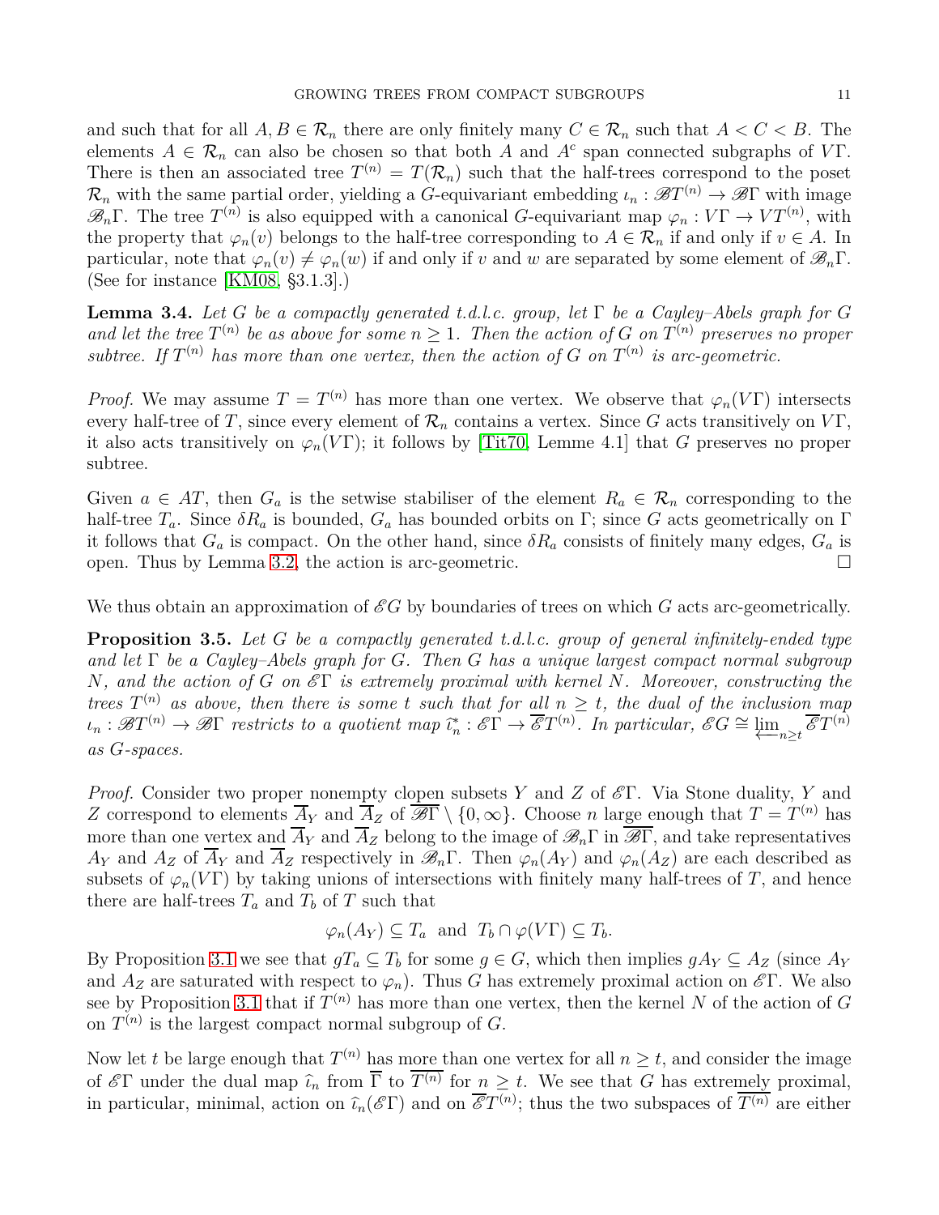and such that for all $A, B \in \mathcal{R}_n$ there are only finitely many $C \in \mathcal{R}_n$ such that $A < C < B$. The elements $A \in \mathcal{R}_n$ can also be chosen so that both $A$ and $A^c$ span connected subgraphs of $V\Gamma$. There is then an associated tree $T^{(n)} = T(\mathcal{R}_n)$ such that the half-trees correspond to the poset $\mathcal{R}_n$ with the same partial order, yielding a $G$-equivariant embedding $\iota_n : \mathscr{B}T^{(n)} \to \mathscr{B}\Gamma$ with image $\mathscr{B}_n\Gamma$. The tree $T^{(n)}$ is also equipped with a canonical $G$-equivariant map $\varphi_n : V\Gamma \to VT^{(n)}$, with the property that $\varphi_n(v)$ belongs to the half-tree corresponding to $A \in \mathcal{R}_n$ if and only if $v \in A$. In particular, note that $\varphi_n(v) \neq \varphi_n(w)$ if and only if $v$ and $w$ are separated by some element of $\mathscr{B}_n\Gamma$. (See for instance [KM08, §3.1.3].)

**Lemma 3.4.** *Let $G$ be a compactly generated t.d.l.c. group, let $\Gamma$ be a Cayley–Abels graph for $G$ and let the tree $T^{(n)}$ be as above for some $n \geq 1$. Then the action of $G$ on $T^{(n)}$ preserves no proper subtree. If $T^{(n)}$ has more than one vertex, then the action of $G$ on $T^{(n)}$ is arc-geometric.*

*Proof.* We may assume $T = T^{(n)}$ has more than one vertex. We observe that $\varphi_n(V\Gamma)$ intersects every half-tree of $T$, since every element of $\mathcal{R}_n$ contains a vertex. Since $G$ acts transitively on $V\Gamma$, it also acts transitively on $\varphi_n(V\Gamma)$; it follows by [Tit70, Lemme 4.1] that $G$ preserves no proper subtree.

Given $a \in AT$, then $G_a$ is the setwise stabiliser of the element $R_a \in \mathcal{R}_n$ corresponding to the half-tree $T_a$. Since $\delta R_a$ is bounded, $G_a$ has bounded orbits on $\Gamma$; since $G$ acts geometrically on $\Gamma$ it follows that $G_a$ is compact. On the other hand, since $\delta R_a$ consists of finitely many edges, $G_a$ is open. Thus by Lemma 3.2, the action is arc-geometric. □

We thus obtain an approximation of $\mathscr{E}G$ by boundaries of trees on which $G$ acts arc-geometrically.

**Proposition 3.5.** *Let $G$ be a compactly generated t.d.l.c. group of general infinitely-ended type and let $\Gamma$ be a Cayley–Abels graph for $G$. Then $G$ has a unique largest compact normal subgroup $N$, and the action of $G$ on $\mathscr{E}\Gamma$ is extremely proximal with kernel $N$. Moreover, constructing the trees $T^{(n)}$ as above, then there is some $t$ such that for all $n \geq t$, the dual of the inclusion map $\iota_n : \mathscr{B}T^{(n)} \to \mathscr{B}\Gamma$ restricts to a quotient map $\widehat{\iota}^*_n : \mathscr{E}\Gamma \to \overline{\mathscr{E}}T^{(n)}$. In particular, $\mathscr{E}G \cong \varprojlim_{n \geq t} \overline{\mathscr{E}}T^{(n)}$ as $G$-spaces.*

*Proof.* Consider two proper nonempty clopen subsets $Y$ and $Z$ of $\mathscr{E}\Gamma$. Via Stone duality, $Y$ and $Z$ correspond to elements $\overline{A}_Y$ and $\overline{A}_Z$ of $\overline{\mathscr{B}\Gamma} \setminus \{0, \infty\}$. Choose $n$ large enough that $T = T^{(n)}$ has more than one vertex and $\overline{A}_Y$ and $\overline{A}_Z$ belong to the image of $\mathscr{B}_n\Gamma$ in $\overline{\mathscr{B}\Gamma}$, and take representatives $A_Y$ and $A_Z$ of $\overline{A}_Y$ and $\overline{A}_Z$ respectively in $\mathscr{B}_n\Gamma$. Then $\varphi_n(A_Y)$ and $\varphi_n(A_Z)$ are each described as subsets of $\varphi_n(V\Gamma)$ by taking unions of intersections with finitely many half-trees of $T$, and hence there are half-trees $T_a$ and $T_b$ of $T$ such that

$$\varphi_n(A_Y) \subseteq T_a \text{ and } T_b \cap \varphi(V\Gamma) \subseteq T_b.$$

By Proposition 3.1 we see that $gT_a \subseteq T_b$ for some $g \in G$, which then implies $gA_Y \subseteq A_Z$ (since $A_Y$ and $A_Z$ are saturated with respect to $\varphi_n$). Thus $G$ has extremely proximal action on $\mathscr{E}\Gamma$. We also see by Proposition 3.1 that if $T^{(n)}$ has more than one vertex, then the kernel $N$ of the action of $G$ on $T^{(n)}$ is the largest compact normal subgroup of $G$.

Now let $t$ be large enough that $T^{(n)}$ has more than one vertex for all $n \geq t$, and consider the image of $\mathscr{E}\Gamma$ under the dual map $\widehat{\iota}_n$ from $\overline{\Gamma}$ to $\overline{T^{(n)}}$ for $n \geq t$. We see that $G$ has extremely proximal, in particular, minimal, action on $\widehat{\iota}_n(\mathscr{E}\Gamma)$ and on $\overline{\mathscr{E}}T^{(n)}$; thus the two subspaces of $\overline{T^{(n)}}$ are either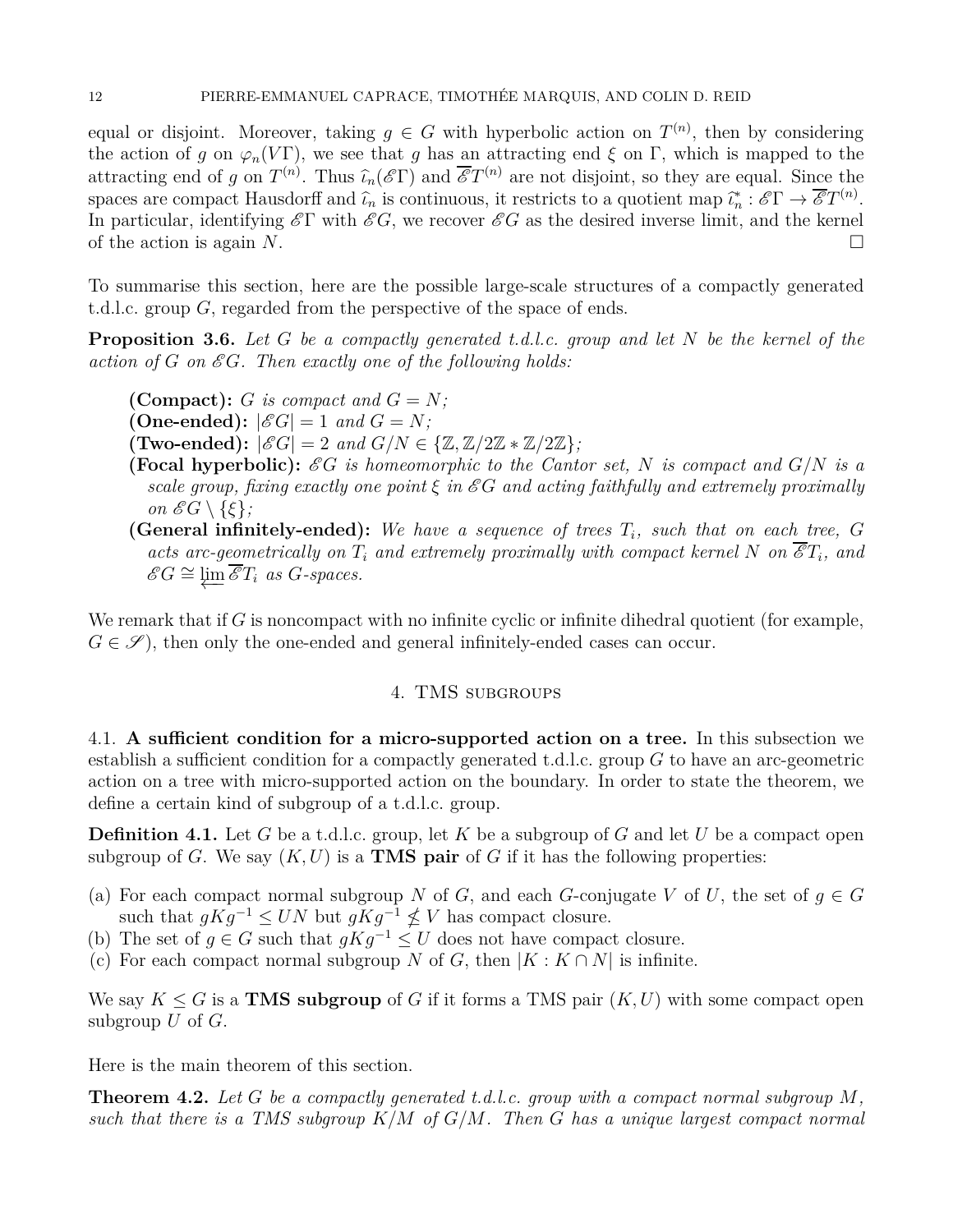equal or disjoint. Moreover, taking $g \in G$ with hyperbolic action on $T^{(n)}$, then by considering the action of $g$ on $\varphi_n(V\Gamma)$, we see that $g$ has an attracting end $\xi$ on $\Gamma$, which is mapped to the attracting end of $g$ on $T^{(n)}$. Thus $\widehat{\iota}_n(\mathscr{E}\Gamma)$ and $\overline{\mathscr{E}}T^{(n)}$ are not disjoint, so they are equal. Since the spaces are compact Hausdorff and $\widehat{\iota}_n$ is continuous, it restricts to a quotient map $\widehat{\iota}^*_n : \mathscr{E}\Gamma \to \overline{\mathscr{E}}T^{(n)}$. In particular, identifying $\mathscr{E}\Gamma$ with $\mathscr{E}G$, we recover $\mathscr{E}G$ as the desired inverse limit, and the kernel of the action is again $N$. $\square$

To summarise this section, here are the possible large-scale structures of a compactly generated t.d.l.c. group $G$, regarded from the perspective of the space of ends.

**Proposition 3.6.** *Let $G$ be a compactly generated t.d.l.c. group and let $N$ be the kernel of the action of $G$ on $\mathscr{E}G$. Then exactly one of the following holds:*

- **(Compact):** *$G$ is compact and $G = N$;*
- **(One-ended):** *$|\mathscr{E}G| = 1$ and $G = N$;*
- **(Two-ended):** *$|\mathscr{E}G| = 2$ and $G/N \in \{\mathbb{Z}, \mathbb{Z}/2\mathbb{Z} * \mathbb{Z}/2\mathbb{Z}\}$;*
- **(Focal hyperbolic):** *$\mathscr{E}G$ is homeomorphic to the Cantor set, $N$ is compact and $G/N$ is a scale group, fixing exactly one point $\xi$ in $\mathscr{E}G$ and acting faithfully and extremely proximally on $\mathscr{E}G \setminus \{\xi\}$;*
- **(General infinitely-ended):** *We have a sequence of trees $T_i$, such that on each tree, $G$ acts arc-geometrically on $T_i$ and extremely proximally with compact kernel $N$ on $\overline{\mathscr{E}}T_i$, and $\mathscr{E}G \cong \varprojlim \overline{\mathscr{E}}T_i$ as $G$-spaces.*

We remark that if $G$ is noncompact with no infinite cyclic or infinite dihedral quotient (for example, $G \in \mathscr{S}$), then only the one-ended and general infinitely-ended cases can occur.

## 4. TMS subgroups

### 4.1. A sufficient condition for a micro-supported action on a tree.

In this subsection we establish a sufficient condition for a compactly generated t.d.l.c. group $G$ to have an arc-geometric action on a tree with micro-supported action on the boundary. In order to state the theorem, we define a certain kind of subgroup of a t.d.l.c. group.

**Definition 4.1.** Let $G$ be a t.d.l.c. group, let $K$ be a subgroup of $G$ and let $U$ be a compact open subgroup of $G$. We say $(K, U)$ is a **TMS pair** of $G$ if it has the following properties:

(a) For each compact normal subgroup $N$ of $G$, and each $G$-conjugate $V$ of $U$, the set of $g \in G$ such that $gKg^{-1} \leq UN$ but $gKg^{-1} \nleq V$ has compact closure.
(b) The set of $g \in G$ such that $gKg^{-1} \leq U$ does not have compact closure.
(c) For each compact normal subgroup $N$ of $G$, then $|K : K \cap N|$ is infinite.

We say $K \leq G$ is a **TMS subgroup** of $G$ if it forms a TMS pair $(K, U)$ with some compact open subgroup $U$ of $G$.

Here is the main theorem of this section.

**Theorem 4.2.** *Let $G$ be a compactly generated t.d.l.c. group with a compact normal subgroup $M$, such that there is a TMS subgroup $K/M$ of $G/M$. Then $G$ has a unique largest compact normal*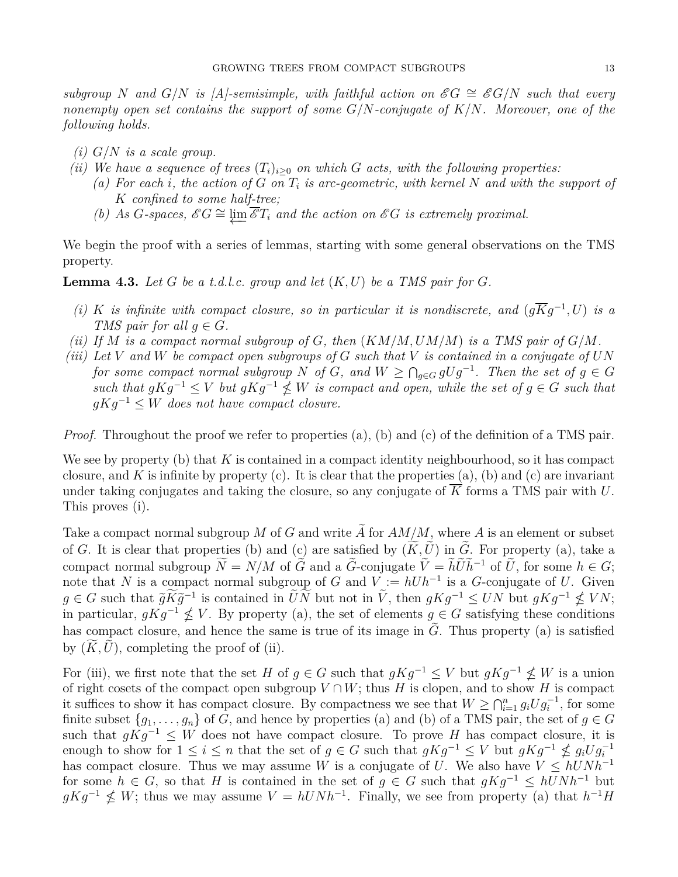*subgroup $N$ and $G/N$ is [A]-semisimple, with faithful action on $\mathscr{E}G \cong \mathscr{E}G/N$ such that every nonempty open set contains the support of some $G/N$-conjugate of $K/N$. Moreover, one of the following holds.*

*(i) $G/N$ is a scale group.*

*(ii) We have a sequence of trees $(T_i)_{i\geq 0}$ on which $G$ acts, with the following properties:*

*(a) For each $i$, the action of $G$ on $T_i$ is arc-geometric, with kernel $N$ and with the support of $K$ confined to some half-tree;*

*(b) As $G$-spaces, $\mathscr{E}G \cong \varprojlim \overline{\mathscr{E}}T_i$ and the action on $\mathscr{E}G$ is extremely proximal.*

We begin the proof with a series of lemmas, starting with some general observations on the TMS property.

**Lemma 4.3.** *Let $G$ be a t.d.l.c. group and let $(K, U)$ be a TMS pair for $G$.*

*(i) $K$ is infinite with compact closure, so in particular it is nondiscrete, and $(g\overline{K}g^{-1}, U)$ is a TMS pair for all $g \in G$.*

*(ii) If $M$ is a compact normal subgroup of $G$, then $(KM/M, UM/M)$ is a TMS pair of $G/M$.*

*(iii) Let $V$ and $W$ be compact open subgroups of $G$ such that $V$ is contained in a conjugate of $UN$ for some compact normal subgroup $N$ of $G$, and $W \geq \bigcap_{g\in G} gUg^{-1}$. Then the set of $g \in G$ such that $gKg^{-1} \leq V$ but $gKg^{-1} \not\leq W$ is compact and open, while the set of $g \in G$ such that $gKg^{-1} \leq W$ does not have compact closure.*

*Proof.* Throughout the proof we refer to properties (a), (b) and (c) of the definition of a TMS pair.

We see by property (b) that $K$ is contained in a compact identity neighbourhood, so it has compact closure, and $K$ is infinite by property (c). It is clear that the properties (a), (b) and (c) are invariant under taking conjugates and taking the closure, so any conjugate of $\overline{K}$ forms a TMS pair with $U$. This proves (i).

Take a compact normal subgroup $M$ of $G$ and write $\widetilde{A}$ for $AM/M$, where $A$ is an element or subset of $G$. It is clear that properties (b) and (c) are satisfied by $(\widetilde{K}, \widetilde{U})$ in $\widetilde{G}$. For property (a), take a compact normal subgroup $\widetilde{N} = N/M$ of $\widetilde{G}$ and a $\widetilde{G}$-conjugate $\widetilde{V} = \widetilde{h}\widetilde{U}\widetilde{h}^{-1}$ of $\widetilde{U}$, for some $h \in G$; note that $N$ is a compact normal subgroup of $G$ and $V := hUh^{-1}$ is a $G$-conjugate of $U$. Given $g \in G$ such that $\widetilde{g}\widetilde{K}\widetilde{g}^{-1}$ is contained in $\widetilde{U}\widetilde{N}$ but not in $\widetilde{V}$, then $gKg^{-1} \leq UN$ but $gKg^{-1} \not\leq VN$; in particular, $gKg^{-1} \not\leq V$. By property (a), the set of elements $g \in G$ satisfying these conditions has compact closure, and hence the same is true of its image in $\widetilde{G}$. Thus property (a) is satisfied by $(\widetilde{K}, \widetilde{U})$, completing the proof of (ii).

For (iii), we first note that the set $H$ of $g \in G$ such that $gKg^{-1} \leq V$ but $gKg^{-1} \not\leq W$ is a union of right cosets of the compact open subgroup $V \cap W$; thus $H$ is clopen, and to show $H$ is compact it suffices to show it has compact closure. By compactness we see that $W \geq \bigcap_{i=1}^{n} g_iUg_i^{-1}$, for some finite subset $\{g_1, \dots, g_n\}$ of $G$, and hence by properties (a) and (b) of a TMS pair, the set of $g \in G$ such that $gKg^{-1} \leq W$ does not have compact closure. To prove $H$ has compact closure, it is enough to show for $1 \leq i \leq n$ that the set of $g \in G$ such that $gKg^{-1} \leq V$ but $gKg^{-1} \not\leq g_iUg_i^{-1}$ has compact closure. Thus we may assume $W$ is a conjugate of $U$. We also have $V \leq hUNh^{-1}$ for some $h \in G$, so that $H$ is contained in the set of $g \in G$ such that $gKg^{-1} \leq hUNh^{-1}$ but $gKg^{-1} \not\leq W$; thus we may assume $V = hUNh^{-1}$. Finally, we see from property (a) that $h^{-1}H$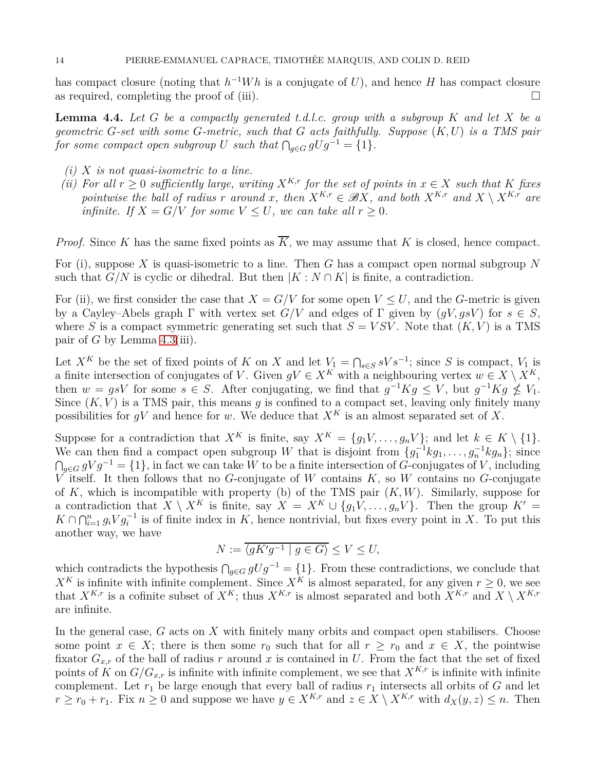has compact closure (noting that $h^{-1}Wh$ is a conjugate of $U$), and hence $H$ has compact closure as required, completing the proof of (iii). □

**Lemma 4.4.** *Let $G$ be a compactly generated t.d.l.c. group with a subgroup $K$ and let $X$ be a geometric $G$-set with some $G$-metric, such that $G$ acts faithfully. Suppose $(K, U)$ is a TMS pair for some compact open subgroup $U$ such that $\bigcap_{g \in G} gUg^{-1} = \{1\}$.*

*(i) $X$ is not quasi-isometric to a line.*

*(ii) For all $r \geq 0$ sufficiently large, writing $X^{K,r}$ for the set of points in $x \in X$ such that $K$ fixes pointwise the ball of radius $r$ around $x$, then $X^{K,r} \in \mathscr{B}X$, and both $X^{K,r}$ and $X \setminus X^{K,r}$ are infinite. If $X = G/V$ for some $V \leq U$, we can take all $r \geq 0$.*

*Proof.* Since $K$ has the same fixed points as $\overline{K}$, we may assume that $K$ is closed, hence compact.

For (i), suppose $X$ is quasi-isometric to a line. Then $G$ has a compact open normal subgroup $N$ such that $G/N$ is cyclic or dihedral. But then $|K : N \cap K|$ is finite, a contradiction.

For (ii), we first consider the case that $X = G/V$ for some open $V \leq U$, and the $G$-metric is given by a Cayley–Abels graph $\Gamma$ with vertex set $G/V$ and edges of $\Gamma$ given by $(gV, gsV)$ for $s \in S$, where $S$ is a compact symmetric generating set such that $S = VSV$. Note that $(K, V)$ is a TMS pair of $G$ by Lemma 4.3(iii).

Let $X^K$ be the set of fixed points of $K$ on $X$ and let $V_1 = \bigcap_{s \in S} sVs^{-1}$; since $S$ is compact, $V_1$ is a finite intersection of conjugates of $V$. Given $gV \in X^K$ with a neighbouring vertex $w \in X \setminus X^K$, then $w = gsV$ for some $s \in S$. After conjugating, we find that $g^{-1}Kg \leq V$, but $g^{-1}Kg \not\leq V_1$. Since $(K, V)$ is a TMS pair, this means $g$ is confined to a compact set, leaving only finitely many possibilities for $gV$ and hence for $w$. We deduce that $X^K$ is an almost separated set of $X$.

Suppose for a contradiction that $X^K$ is finite, say $X^K = \{g_1V, \dots, g_nV\}$; and let $k \in K \setminus \{1\}$. We can then find a compact open subgroup $W$ that is disjoint from $\{g_1^{-1}kg_1, \dots, g_n^{-1}kg_n\}$; since $\bigcap_{g \in G} gVg^{-1} = \{1\}$, in fact we can take $W$ to be a finite intersection of $G$-conjugates of $V$, including $V$ itself. It then follows that no $G$-conjugate of $W$ contains $K$, so $W$ contains no $G$-conjugate of $K$, which is incompatible with property (b) of the TMS pair $(K, W)$. Similarly, suppose for a contradiction that $X \setminus X^K$ is finite, say $X = X^K \cup \{g_1V, \dots, g_nV\}$. Then the group $K' = K \cap \bigcap_{i=1}^n g_iVg_i^{-1}$ is of finite index in $K$, hence nontrivial, but fixes every point in $X$. To put this another way, we have

$$N := \overline{\langle gK'g^{-1} \mid g \in G \rangle} \leq V \leq U,$$

which contradicts the hypothesis $\bigcap_{g \in G} gUg^{-1} = \{1\}$. From these contradictions, we conclude that $X^K$ is infinite with infinite complement. Since $X^K$ is almost separated, for any given $r \geq 0$, we see that $X^{K,r}$ is a cofinite subset of $X^K$; thus $X^{K,r}$ is almost separated and both $X^{K,r}$ and $X \setminus X^{K,r}$ are infinite.

In the general case, $G$ acts on $X$ with finitely many orbits and compact open stabilisers. Choose some point $x \in X$; there is then some $r_0$ such that for all $r \geq r_0$ and $x \in X$, the pointwise fixator $G_{x,r}$ of the ball of radius $r$ around $x$ is contained in $U$. From the fact that the set of fixed points of $K$ on $G/G_{x,r}$ is infinite with infinite complement, we see that $X^{K,r}$ is infinite with infinite complement. Let $r_1$ be large enough that every ball of radius $r_1$ intersects all orbits of $G$ and let $r \geq r_0 + r_1$. Fix $n \geq 0$ and suppose we have $y \in X^{K,r}$ and $z \in X \setminus X^{K,r}$ with $d_X(y, z) \leq n$. Then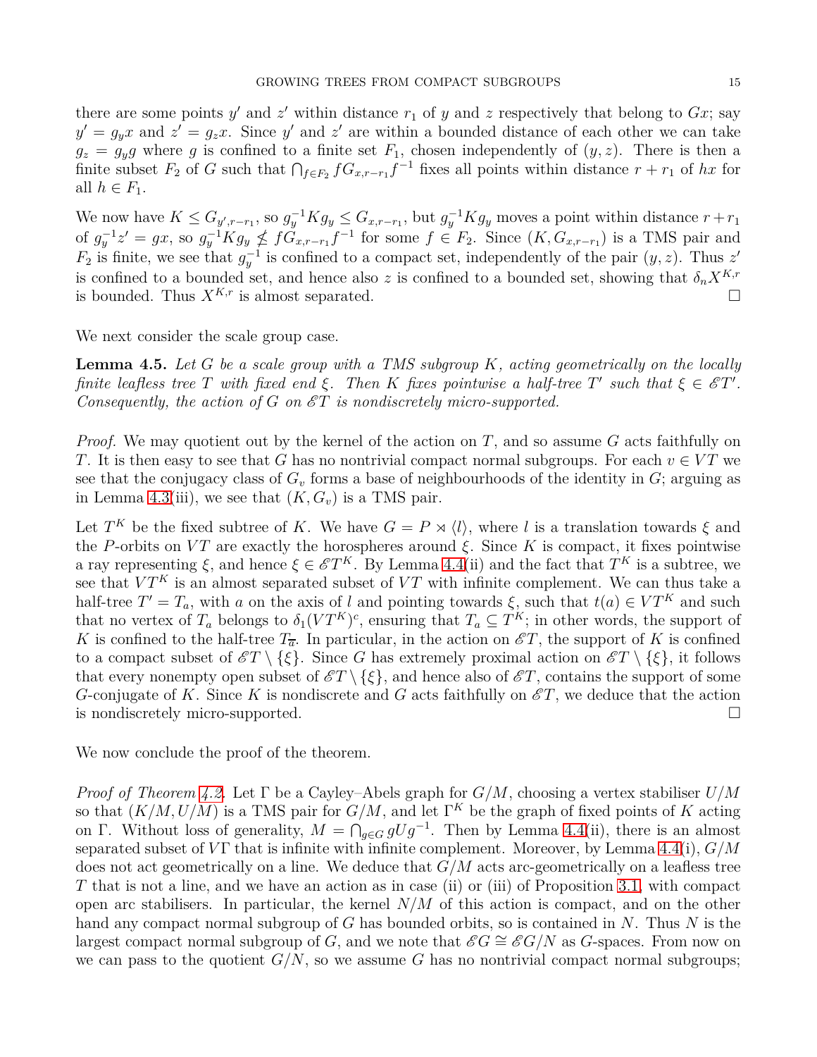there are some points $y'$ and $z'$ within distance $r_1$ of $y$ and $z$ respectively that belong to $Gx$; say $y' = g_y x$ and $z' = g_z x$. Since $y'$ and $z'$ are within a bounded distance of each other we can take $g_z = g_y g$ where $g$ is confined to a finite set $F_1$, chosen independently of $(y, z)$. There is then a finite subset $F_2$ of $G$ such that $\bigcap_{f \in F_2} f G_{x,r-r_1} f^{-1}$ fixes all points within distance $r + r_1$ of $hx$ for all $h \in F_1$.

We now have $K \leq G_{y',r-r_1}$, so $g_y^{-1} K g_y \leq G_{x,r-r_1}$, but $g_y^{-1} K g_y$ moves a point within distance $r+r_1$ of $g_y^{-1} z' = gx$, so $g_y^{-1} K g_y \not\leq f G_{x,r-r_1} f^{-1}$ for some $f \in F_2$. Since $(K, G_{x,r-r_1})$ is a TMS pair and $F_2$ is finite, we see that $g_y^{-1}$ is confined to a compact set, independently of the pair $(y, z)$. Thus $z'$ is confined to a bounded set, and hence also $z$ is confined to a bounded set, showing that $\delta_n X^{K,r}$ is bounded. Thus $X^{K,r}$ is almost separated. $\square$

We next consider the scale group case.

**Lemma 4.5.** *Let $G$ be a scale group with a TMS subgroup $K$, acting geometrically on the locally finite leafless tree $T$ with fixed end $\xi$. Then $K$ fixes pointwise a half-tree $T'$ such that $\xi \in \mathscr{E}T'$. Consequently, the action of $G$ on $\mathscr{E}T$ is nondiscretely micro-supported.*

*Proof.* We may quotient out by the kernel of the action on $T$, and so assume $G$ acts faithfully on $T$. It is then easy to see that $G$ has no nontrivial compact normal subgroups. For each $v \in VT$ we see that the conjugacy class of $G_v$ forms a base of neighbourhoods of the identity in $G$; arguing as in Lemma 4.3(iii), we see that $(K, G_v)$ is a TMS pair.

Let $T^K$ be the fixed subtree of $K$. We have $G = P \rtimes \langle l \rangle$, where $l$ is a translation towards $\xi$ and the $P$-orbits on $VT$ are exactly the horospheres around $\xi$. Since $K$ is compact, it fixes pointwise a ray representing $\xi$, and hence $\xi \in \mathscr{E}T^K$. By Lemma 4.4(ii) and the fact that $T^K$ is a subtree, we see that $VT^K$ is an almost separated subset of $VT$ with infinite complement. We can thus take a half-tree $T' = T_a$, with $a$ on the axis of $l$ and pointing towards $\xi$, such that $t(a) \in VT^K$ and such that no vertex of $T_a$ belongs to $\delta_1(VT^K)^c$, ensuring that $T_a \subseteq T^K$; in other words, the support of $K$ is confined to the half-tree $T_{\overline{a}}$. In particular, in the action on $\mathscr{E}T$, the support of $K$ is confined to a compact subset of $\mathscr{E}T \setminus \{\xi\}$. Since $G$ has extremely proximal action on $\mathscr{E}T \setminus \{\xi\}$, it follows that every nonempty open subset of $\mathscr{E}T \setminus \{\xi\}$, and hence also of $\mathscr{E}T$, contains the support of some $G$-conjugate of $K$. Since $K$ is nondiscrete and $G$ acts faithfully on $\mathscr{E}T$, we deduce that the action is nondiscretely micro-supported. $\square$

We now conclude the proof of the theorem.

*Proof of Theorem 4.2.* Let $\Gamma$ be a Cayley–Abels graph for $G/M$, choosing a vertex stabiliser $U/M$ so that $(K/M, U/M)$ is a TMS pair for $G/M$, and let $\Gamma^K$ be the graph of fixed points of $K$ acting on $\Gamma$. Without loss of generality, $M = \bigcap_{g \in G} gUg^{-1}$. Then by Lemma 4.4(ii), there is an almost separated subset of $V\Gamma$ that is infinite with infinite complement. Moreover, by Lemma 4.4(i), $G/M$ does not act geometrically on a line. We deduce that $G/M$ acts arc-geometrically on a leafless tree $T$ that is not a line, and we have an action as in case (ii) or (iii) of Proposition 3.1, with compact open arc stabilisers. In particular, the kernel $N/M$ of this action is compact, and on the other hand any compact normal subgroup of $G$ has bounded orbits, so is contained in $N$. Thus $N$ is the largest compact normal subgroup of $G$, and we note that $\mathscr{E}G \cong \mathscr{E}G/N$ as $G$-spaces. From now on we can pass to the quotient $G/N$, so we assume $G$ has no nontrivial compact normal subgroups;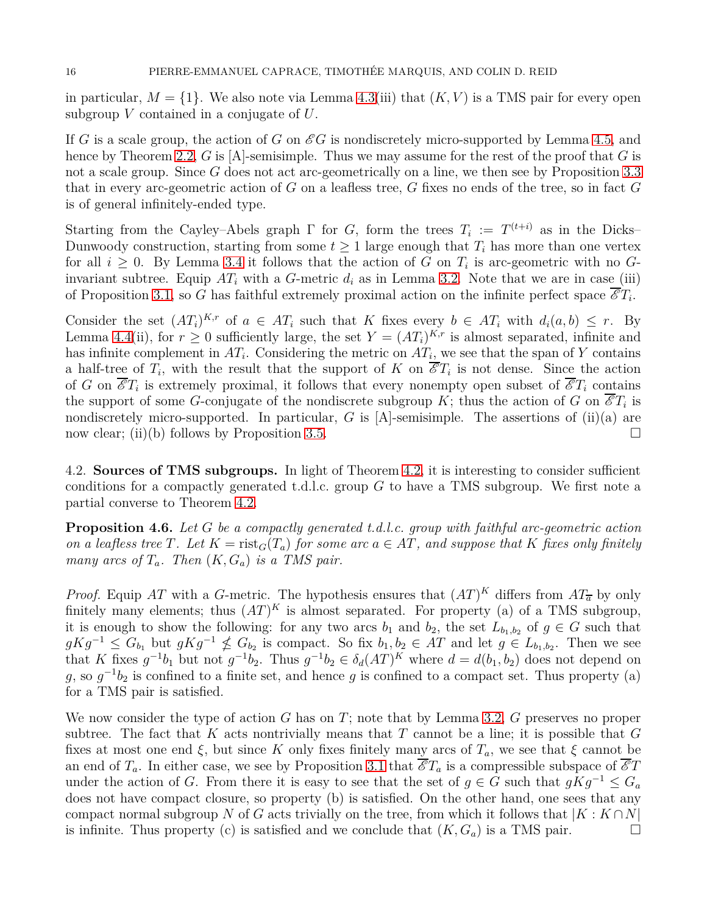in particular, $M = \{1\}$. We also note via Lemma 4.3(iii) that $(K, V)$ is a TMS pair for every open subgroup $V$ contained in a conjugate of $U$.

If $G$ is a scale group, the action of $G$ on $\mathscr{E}G$ is nondiscretely micro-supported by Lemma 4.5, and hence by Theorem 2.2, $G$ is [A]-semisimple. Thus we may assume for the rest of the proof that $G$ is not a scale group. Since $G$ does not act arc-geometrically on a line, we then see by Proposition 3.3 that in every arc-geometric action of $G$ on a leafless tree, $G$ fixes no ends of the tree, so in fact $G$ is of general infinitely-ended type.

Starting from the Cayley–Abels graph $\Gamma$ for $G$, form the trees $T_i := T^{(t+i)}$ as in the Dicks–Dunwoody construction, starting from some $t \geq 1$ large enough that $T_i$ has more than one vertex for all $i \geq 0$. By Lemma 3.4 it follows that the action of $G$ on $T_i$ is arc-geometric with no $G$-invariant subtree. Equip $AT_i$ with a $G$-metric $d_i$ as in Lemma 3.2. Note that we are in case (iii) of Proposition 3.1, so $G$ has faithful extremely proximal action on the infinite perfect space $\overline{\mathscr{E}}T_i$.

Consider the set $(AT_i)^{K,r}$ of $a \in AT_i$ such that $K$ fixes every $b \in AT_i$ with $d_i(a,b) \leq r$. By Lemma 4.4(ii), for $r \geq 0$ sufficiently large, the set $Y = (AT_i)^{K,r}$ is almost separated, infinite and has infinite complement in $AT_i$. Considering the metric on $AT_i$, we see that the span of $Y$ contains a half-tree of $T_i$, with the result that the support of $K$ on $\overline{\mathscr{E}}T_i$ is not dense. Since the action of $G$ on $\overline{\mathscr{E}}T_i$ is extremely proximal, it follows that every nonempty open subset of $\overline{\mathscr{E}}T_i$ contains the support of some $G$-conjugate of the nondiscrete subgroup $K$; thus the action of $G$ on $\overline{\mathscr{E}}T_i$ is nondiscretely micro-supported. In particular, $G$ is [A]-semisimple. The assertions of (ii)(a) are now clear; (ii)(b) follows by Proposition 3.5. $\square$

### 4.2. Sources of TMS subgroups.

In light of Theorem 4.2, it is interesting to consider sufficient conditions for a compactly generated t.d.l.c. group $G$ to have a TMS subgroup. We first note a partial converse to Theorem 4.2.

**Proposition 4.6.** *Let $G$ be a compactly generated t.d.l.c. group with faithful arc-geometric action on a leafless tree $T$. Let $K = \mathrm{rist}_G(T_a)$ for some arc $a \in AT$, and suppose that $K$ fixes only finitely many arcs of $T_a$. Then $(K, G_a)$ is a TMS pair.*

*Proof.* Equip $AT$ with a $G$-metric. The hypothesis ensures that $(AT)^K$ differs from $AT_{\overline{a}}$ by only finitely many elements; thus $(AT)^K$ is almost separated. For property (a) of a TMS subgroup, it is enough to show the following: for any two arcs $b_1$ and $b_2$, the set $L_{b_1,b_2}$ of $g \in G$ such that $gKg^{-1} \leq G_{b_1}$ but $gKg^{-1} \not\leq G_{b_2}$ is compact. So fix $b_1, b_2 \in AT$ and let $g \in L_{b_1,b_2}$. Then we see that $K$ fixes $g^{-1}b_1$ but not $g^{-1}b_2$. Thus $g^{-1}b_2 \in \delta_d(AT)^K$ where $d = d(b_1,b_2)$ does not depend on $g$, so $g^{-1}b_2$ is confined to a finite set, and hence $g$ is confined to a compact set. Thus property (a) for a TMS pair is satisfied.

We now consider the type of action $G$ has on $T$; note that by Lemma 3.2, $G$ preserves no proper subtree. The fact that $K$ acts nontrivially means that $T$ cannot be a line; it is possible that $G$ fixes at most one end $\xi$, but since $K$ only fixes finitely many arcs of $T_a$, we see that $\xi$ cannot be an end of $T_a$. In either case, we see by Proposition 3.1 that $\overline{\mathscr{E}}T_a$ is a compressible subspace of $\overline{\mathscr{E}}T$ under the action of $G$. From there it is easy to see that the set of $g \in G$ such that $gKg^{-1} \leq G_a$ does not have compact closure, so property (b) is satisfied. On the other hand, one sees that any compact normal subgroup $N$ of $G$ acts trivially on the tree, from which it follows that $|K : K \cap N|$ is infinite. Thus property (c) is satisfied and we conclude that $(K, G_a)$ is a TMS pair. $\square$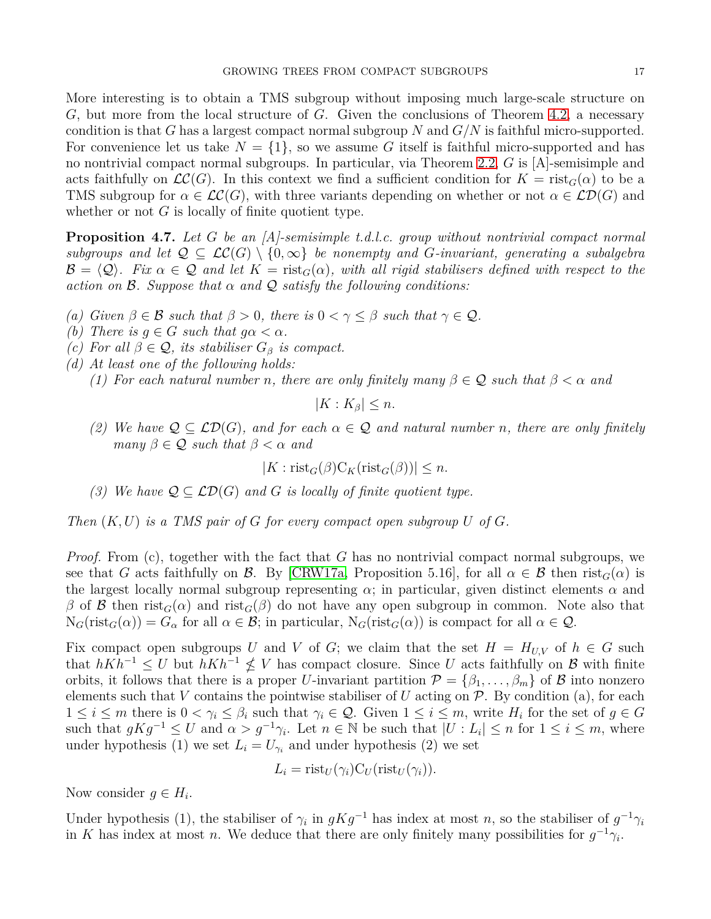More interesting is to obtain a TMS subgroup without imposing much large-scale structure on $G$, but more from the local structure of $G$. Given the conclusions of Theorem 4.2, a necessary condition is that $G$ has a largest compact normal subgroup $N$ and $G/N$ is faithful micro-supported. For convenience let us take $N = \{1\}$, so we assume $G$ itself is faithful micro-supported and has no nontrivial compact normal subgroups. In particular, via Theorem 2.2, $G$ is [A]-semisimple and acts faithfully on $\mathcal{LC}(G)$. In this context we find a sufficient condition for $K = \mathrm{rist}_G(\alpha)$ to be a TMS subgroup for $\alpha \in \mathcal{LC}(G)$, with three variants depending on whether or not $\alpha \in \mathcal{LD}(G)$ and whether or not $G$ is locally of finite quotient type.

**Proposition 4.7.** *Let $G$ be an [A]-semisimple t.d.l.c. group without nontrivial compact normal subgroups and let $\mathcal{Q} \subseteq \mathcal{LC}(G) \setminus \{0, \infty\}$ be nonempty and $G$-invariant, generating a subalgebra $\mathcal{B} = \langle \mathcal{Q} \rangle$. Fix $\alpha \in \mathcal{Q}$ and let $K = \mathrm{rist}_G(\alpha)$, with all rigid stabilisers defined with respect to the action on $\mathcal{B}$. Suppose that $\alpha$ and $\mathcal{Q}$ satisfy the following conditions:*

*(a) Given $\beta \in \mathcal{B}$ such that $\beta > 0$, there is $0 < \gamma \leq \beta$ such that $\gamma \in \mathcal{Q}$.*
*(b) There is $g \in G$ such that $g\alpha < \alpha$.*
*(c) For all $\beta \in \mathcal{Q}$, its stabiliser $G_\beta$ is compact.*
*(d) At least one of the following holds:*
  *(1) For each natural number $n$, there are only finitely many $\beta \in \mathcal{Q}$ such that $\beta < \alpha$ and*

$$|K : K_\beta| \leq n.$$

  *(2) We have $\mathcal{Q} \subseteq \mathcal{LD}(G)$, and for each $\alpha \in \mathcal{Q}$ and natural number $n$, there are only finitely many $\beta \in \mathcal{Q}$ such that $\beta < \alpha$ and*

$$|K : \mathrm{rist}_G(\beta)\mathrm{C}_K(\mathrm{rist}_G(\beta))| \leq n.$$

  *(3) We have $\mathcal{Q} \subseteq \mathcal{LD}(G)$ and $G$ is locally of finite quotient type.*

*Then $(K, U)$ is a TMS pair of $G$ for every compact open subgroup $U$ of $G$.*

*Proof.* From (c), together with the fact that $G$ has no nontrivial compact normal subgroups, we see that $G$ acts faithfully on $\mathcal{B}$. By [CRW17a, Proposition 5.16], for all $\alpha \in \mathcal{B}$ then $\mathrm{rist}_G(\alpha)$ is the largest locally normal subgroup representing $\alpha$; in particular, given distinct elements $\alpha$ and $\beta$ of $\mathcal{B}$ then $\mathrm{rist}_G(\alpha)$ and $\mathrm{rist}_G(\beta)$ do not have any open subgroup in common. Note also that $\mathrm{N}_G(\mathrm{rist}_G(\alpha)) = G_\alpha$ for all $\alpha \in \mathcal{B}$; in particular, $\mathrm{N}_G(\mathrm{rist}_G(\alpha))$ is compact for all $\alpha \in \mathcal{Q}$.

Fix compact open subgroups $U$ and $V$ of $G$; we claim that the set $H = H_{U,V}$ of $h \in G$ such that $hKh^{-1} \leq U$ but $hKh^{-1} \not\leq V$ has compact closure. Since $U$ acts faithfully on $\mathcal{B}$ with finite orbits, it follows that there is a proper $U$-invariant partition $\mathcal{P} = \{\beta_1, \ldots, \beta_m\}$ of $\mathcal{B}$ into nonzero elements such that $V$ contains the pointwise stabiliser of $U$ acting on $\mathcal{P}$. By condition (a), for each $1 \leq i \leq m$ there is $0 < \gamma_i \leq \beta_i$ such that $\gamma_i \in \mathcal{Q}$. Given $1 \leq i \leq m$, write $H_i$ for the set of $g \in G$ such that $gKg^{-1} \leq U$ and $\alpha > g^{-1}\gamma_i$. Let $n \in \mathbb{N}$ be such that $|U : L_i| \leq n$ for $1 \leq i \leq m$, where under hypothesis (1) we set $L_i = U_{\gamma_i}$ and under hypothesis (2) we set

$$L_i = \mathrm{rist}_U(\gamma_i)\mathrm{C}_U(\mathrm{rist}_U(\gamma_i)).$$

Now consider $g \in H_i$.

Under hypothesis (1), the stabiliser of $\gamma_i$ in $gKg^{-1}$ has index at most $n$, so the stabiliser of $g^{-1}\gamma_i$ in $K$ has index at most $n$. We deduce that there are only finitely many possibilities for $g^{-1}\gamma_i$.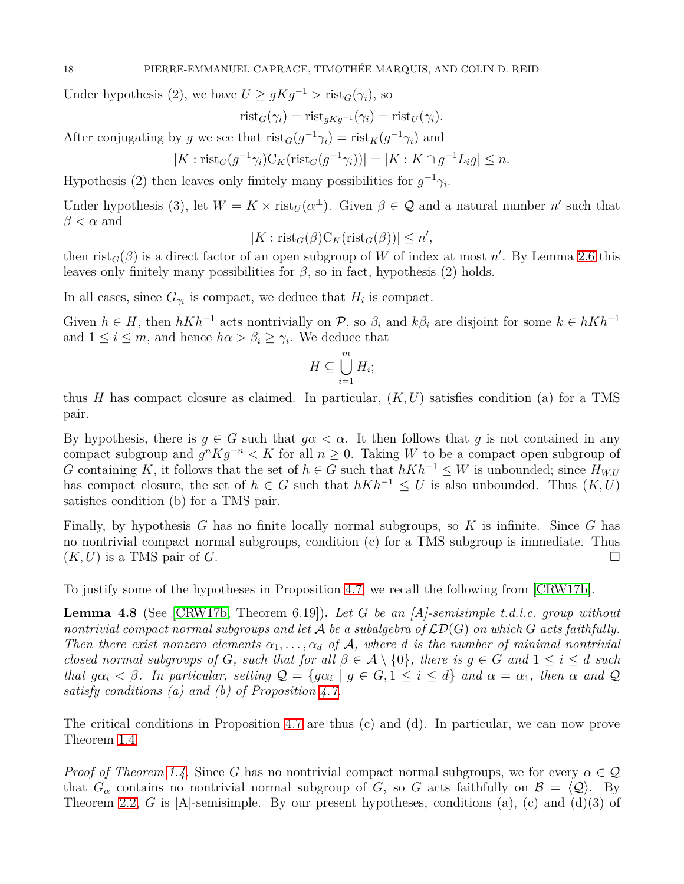Under hypothesis (2), we have $U \geq gKg^{-1} > \mathrm{rist}_G(\gamma_i)$, so

$$\mathrm{rist}_G(\gamma_i) = \mathrm{rist}_{gKg^{-1}}(\gamma_i) = \mathrm{rist}_U(\gamma_i).$$

After conjugating by $g$ we see that $\mathrm{rist}_G(g^{-1}\gamma_i) = \mathrm{rist}_K(g^{-1}\gamma_i)$ and

$$|K : \mathrm{rist}_G(g^{-1}\gamma_i)\mathrm{C}_K(\mathrm{rist}_G(g^{-1}\gamma_i))| = |K : K \cap g^{-1}L_i g| \leq n.$$

Hypothesis (2) then leaves only finitely many possibilities for $g^{-1}\gamma_i$.

Under hypothesis (3), let $W = K \times \mathrm{rist}_U(\alpha^{\perp})$. Given $\beta \in \mathcal{Q}$ and a natural number $n'$ such that $\beta < \alpha$ and

$$|K : \mathrm{rist}_G(\beta)\mathrm{C}_K(\mathrm{rist}_G(\beta))| \leq n',$$

then $\mathrm{rist}_G(\beta)$ is a direct factor of an open subgroup of $W$ of index at most $n'$. By Lemma 2.6 this leaves only finitely many possibilities for $\beta$, so in fact, hypothesis (2) holds.

In all cases, since $G_{\gamma_i}$ is compact, we deduce that $H_i$ is compact.

Given $h \in H$, then $hKh^{-1}$ acts nontrivially on $\mathcal{P}$, so $\beta_i$ and $k\beta_i$ are disjoint for some $k \in hKh^{-1}$ and $1 \leq i \leq m$, and hence $h\alpha > \beta_i \geq \gamma_i$. We deduce that

$$H \subseteq \bigcup_{i=1}^{m} H_i;$$

thus $H$ has compact closure as claimed. In particular, $(K, U)$ satisfies condition (a) for a TMS pair.

By hypothesis, there is $g \in G$ such that $g\alpha < \alpha$. It then follows that $g$ is not contained in any compact subgroup and $g^n K g^{-n} < K$ for all $n \geq 0$. Taking $W$ to be a compact open subgroup of $G$ containing $K$, it follows that the set of $h \in G$ such that $hKh^{-1} \leq W$ is unbounded; since $H_{W,U}$ has compact closure, the set of $h \in G$ such that $hKh^{-1} \leq U$ is also unbounded. Thus $(K, U)$ satisfies condition (b) for a TMS pair.

Finally, by hypothesis $G$ has no finite locally normal subgroups, so $K$ is infinite. Since $G$ has no nontrivial compact normal subgroups, condition (c) for a TMS subgroup is immediate. Thus $(K, U)$ is a TMS pair of $G$. □

To justify some of the hypotheses in Proposition 4.7, we recall the following from [CRW17b].

**Lemma 4.8** (See [CRW17b, Theorem 6.19])**.** *Let $G$ be an [A]-semisimple t.d.l.c. group without nontrivial compact normal subgroups and let $\mathcal{A}$ be a subalgebra of $\mathcal{LD}(G)$ on which $G$ acts faithfully. Then there exist nonzero elements $\alpha_1, \dots, \alpha_d$ of $\mathcal{A}$, where $d$ is the number of minimal nontrivial closed normal subgroups of $G$, such that for all $\beta \in \mathcal{A} \setminus \{0\}$, there is $g \in G$ and $1 \leq i \leq d$ such that $g\alpha_i < \beta$. In particular, setting $\mathcal{Q} = \{g\alpha_i \mid g \in G, 1 \leq i \leq d\}$ and $\alpha = \alpha_1$, then $\alpha$ and $\mathcal{Q}$ satisfy conditions (a) and (b) of Proposition 4.7.*

The critical conditions in Proposition 4.7 are thus (c) and (d). In particular, we can now prove Theorem 1.4.

*Proof of Theorem 1.4.* Since $G$ has no nontrivial compact normal subgroups, we for every $\alpha \in \mathcal{Q}$ that $G_\alpha$ contains no nontrivial normal subgroup of $G$, so $G$ acts faithfully on $\mathcal{B} = \langle \mathcal{Q} \rangle$. By Theorem 2.2, $G$ is [A]-semisimple. By our present hypotheses, conditions (a), (c) and (d)(3) of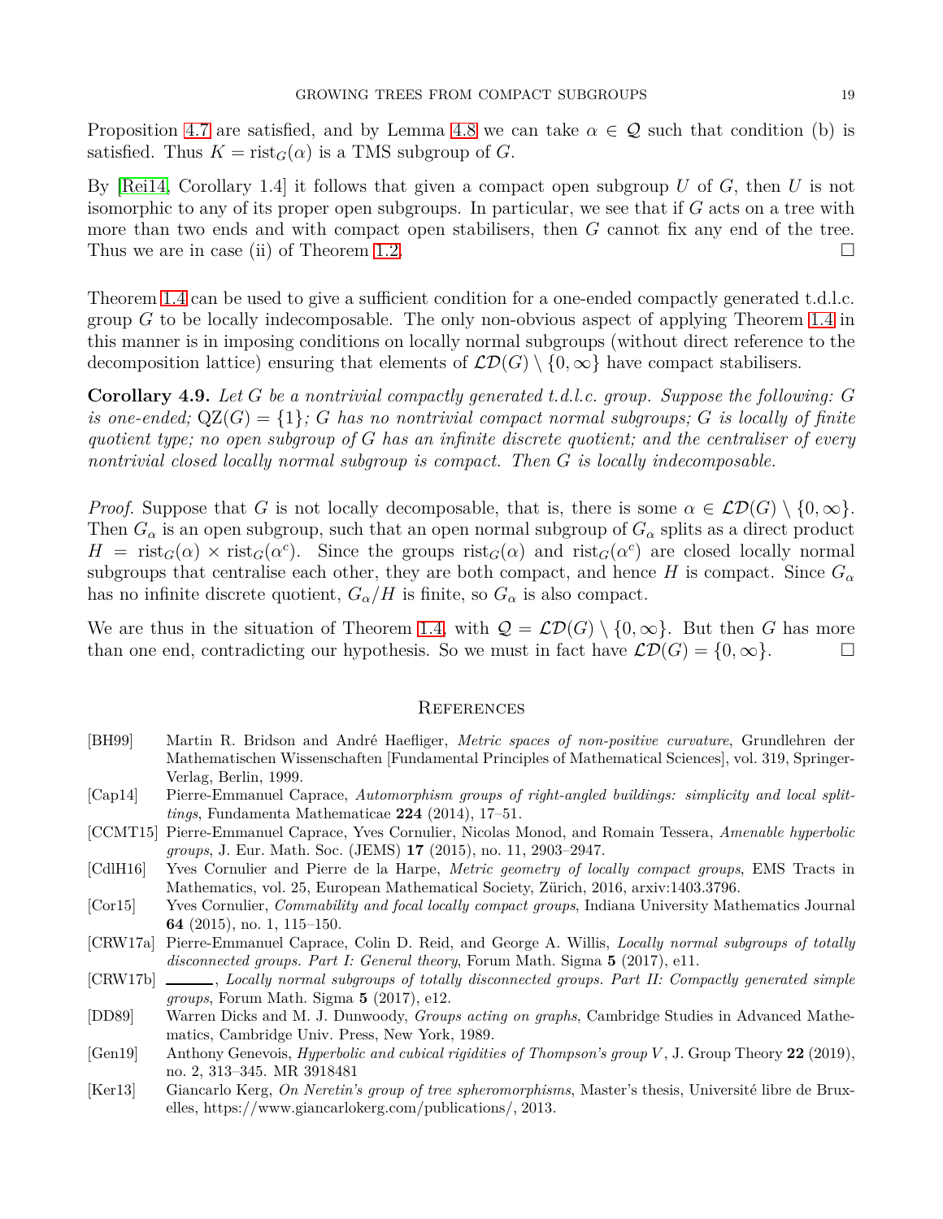Proposition 4.7 are satisfied, and by Lemma 4.8 we can take $\alpha \in \mathcal{Q}$ such that condition (b) is satisfied. Thus $K = \mathrm{rist}_G(\alpha)$ is a TMS subgroup of $G$.

By [Rei14, Corollary 1.4] it follows that given a compact open subgroup $U$ of $G$, then $U$ is not isomorphic to any of its proper open subgroups. In particular, we see that if $G$ acts on a tree with more than two ends and with compact open stabilisers, then $G$ cannot fix any end of the tree. Thus we are in case (ii) of Theorem 1.2. □

Theorem 1.4 can be used to give a sufficient condition for a one-ended compactly generated t.d.l.c. group $G$ to be locally indecomposable. The only non-obvious aspect of applying Theorem 1.4 in this manner is in imposing conditions on locally normal subgroups (without direct reference to the decomposition lattice) ensuring that elements of $\mathcal{LD}(G) \setminus \{0, \infty\}$ have compact stabilisers.

**Corollary 4.9.** *Let $G$ be a nontrivial compactly generated t.d.l.c. group. Suppose the following: $G$ is one-ended; $\mathrm{QZ}(G) = \{1\}$; $G$ has no nontrivial compact normal subgroups; $G$ is locally of finite quotient type; no open subgroup of $G$ has an infinite discrete quotient; and the centraliser of every nontrivial closed locally normal subgroup is compact. Then $G$ is locally indecomposable.*

*Proof.* Suppose that $G$ is not locally decomposable, that is, there is some $\alpha \in \mathcal{LD}(G) \setminus \{0, \infty\}$. Then $G_\alpha$ is an open subgroup, such that an open normal subgroup of $G_\alpha$ splits as a direct product $H = \mathrm{rist}_G(\alpha) \times \mathrm{rist}_G(\alpha^c)$. Since the groups $\mathrm{rist}_G(\alpha)$ and $\mathrm{rist}_G(\alpha^c)$ are closed locally normal subgroups that centralise each other, they are both compact, and hence $H$ is compact. Since $G_\alpha$ has no infinite discrete quotient, $G_\alpha/H$ is finite, so $G_\alpha$ is also compact.

We are thus in the situation of Theorem 1.4, with $\mathcal{Q} = \mathcal{LD}(G) \setminus \{0, \infty\}$. But then $G$ has more than one end, contradicting our hypothesis. So we must in fact have $\mathcal{LD}(G) = \{0, \infty\}$. □

## References

[BH99] Martin R. Bridson and André Haefliger, *Metric spaces of non-positive curvature*, Grundlehren der Mathematischen Wissenschaften [Fundamental Principles of Mathematical Sciences], vol. 319, Springer-Verlag, Berlin, 1999.

[Cap14] Pierre-Emmanuel Caprace, *Automorphism groups of right-angled buildings: simplicity and local splittings*, Fundamenta Mathematicae **224** (2014), 17–51.

[CCMT15] Pierre-Emmanuel Caprace, Yves Cornulier, Nicolas Monod, and Romain Tessera, *Amenable hyperbolic groups*, J. Eur. Math. Soc. (JEMS) **17** (2015), no. 11, 2903–2947.

[CdlH16] Yves Cornulier and Pierre de la Harpe, *Metric geometry of locally compact groups*, EMS Tracts in Mathematics, vol. 25, European Mathematical Society, Zürich, 2016, arxiv:1403.3796.

[Cor15] Yves Cornulier, *Commability and focal locally compact groups*, Indiana University Mathematics Journal **64** (2015), no. 1, 115–150.

[CRW17a] Pierre-Emmanuel Caprace, Colin D. Reid, and George A. Willis, *Locally normal subgroups of totally disconnected groups. Part I: General theory*, Forum Math. Sigma **5** (2017), e11.

[CRW17b] ______, *Locally normal subgroups of totally disconnected groups. Part II: Compactly generated simple groups*, Forum Math. Sigma **5** (2017), e12.

[DD89] Warren Dicks and M. J. Dunwoody, *Groups acting on graphs*, Cambridge Studies in Advanced Mathematics, Cambridge Univ. Press, New York, 1989.

[Gen19] Anthony Genevois, *Hyperbolic and cubical rigidities of Thompson's group $V$*, J. Group Theory **22** (2019), no. 2, 313–345. MR 3918481

[Ker13] Giancarlo Kerg, *On Neretin's group of tree spheromorphisms*, Master's thesis, Université libre de Bruxelles, https://www.giancarlokerg.com/publications/, 2013.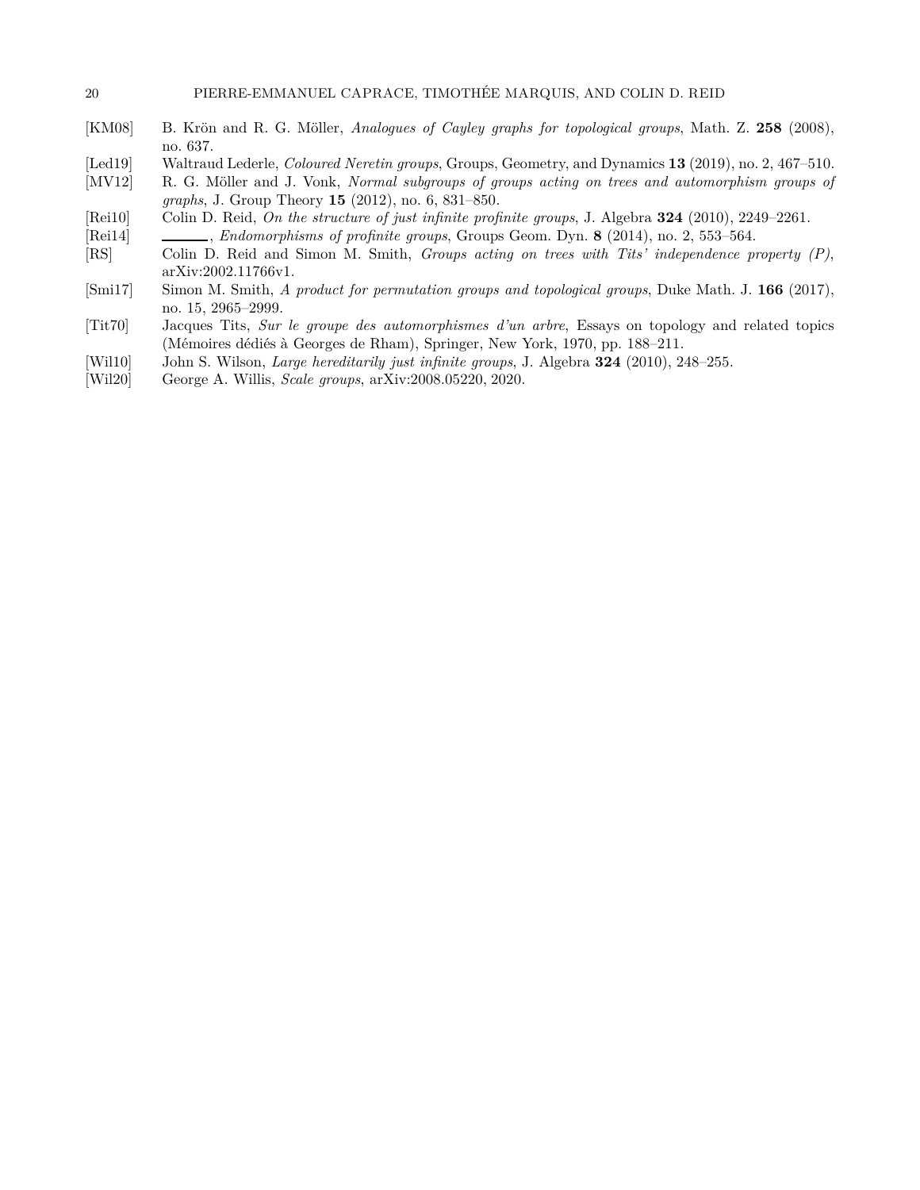[KM08] B. Krön and R. G. Möller, *Analogues of Cayley graphs for topological groups*, Math. Z. **258** (2008), no. 637.

[Led19] Waltraud Lederle, *Coloured Neretin groups*, Groups, Geometry, and Dynamics **13** (2019), no. 2, 467–510.

[MV12] R. G. Möller and J. Vonk, *Normal subgroups of groups acting on trees and automorphism groups of graphs*, J. Group Theory **15** (2012), no. 6, 831–850.

[Rei10] Colin D. Reid, *On the structure of just infinite profinite groups*, J. Algebra **324** (2010), 2249–2261.

[Rei14] ______, *Endomorphisms of profinite groups*, Groups Geom. Dyn. **8** (2014), no. 2, 553–564.

[RS] Colin D. Reid and Simon M. Smith, *Groups acting on trees with Tits' independence property (P)*, arXiv:2002.11766v1.

[Smi17] Simon M. Smith, *A product for permutation groups and topological groups*, Duke Math. J. **166** (2017), no. 15, 2965–2999.

[Tit70] Jacques Tits, *Sur le groupe des automorphismes d'un arbre*, Essays on topology and related topics (Mémoires dédiés à Georges de Rham), Springer, New York, 1970, pp. 188–211.

[Wil10] John S. Wilson, *Large hereditarily just infinite groups*, J. Algebra **324** (2010), 248–255.

[Wil20] George A. Willis, *Scale groups*, arXiv:2008.05220, 2020.